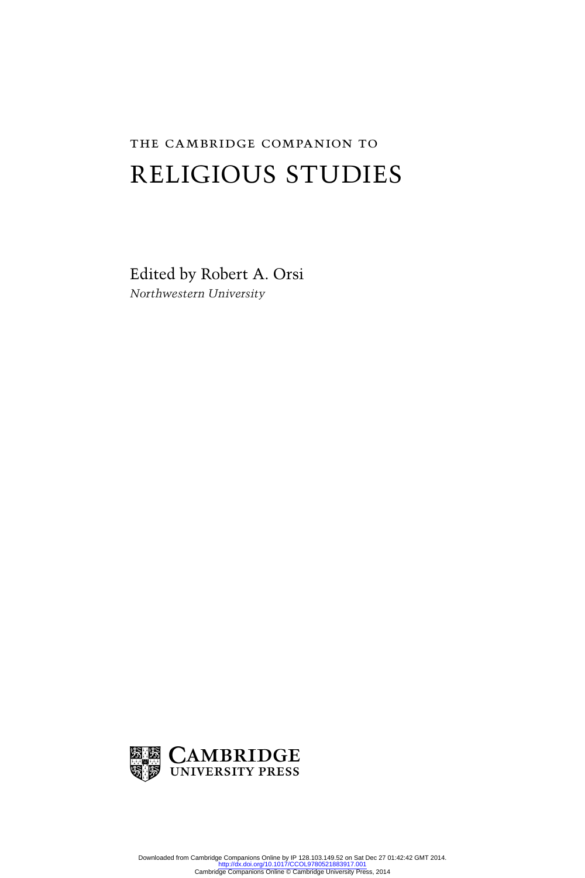THE CAMBRIDGE COMPANION TO

# RELIGIOUS STUDIES

Edited by Robert A. Orsi
*Northwestern University*

CAMBRIDGE
UNIVERSITY PRESS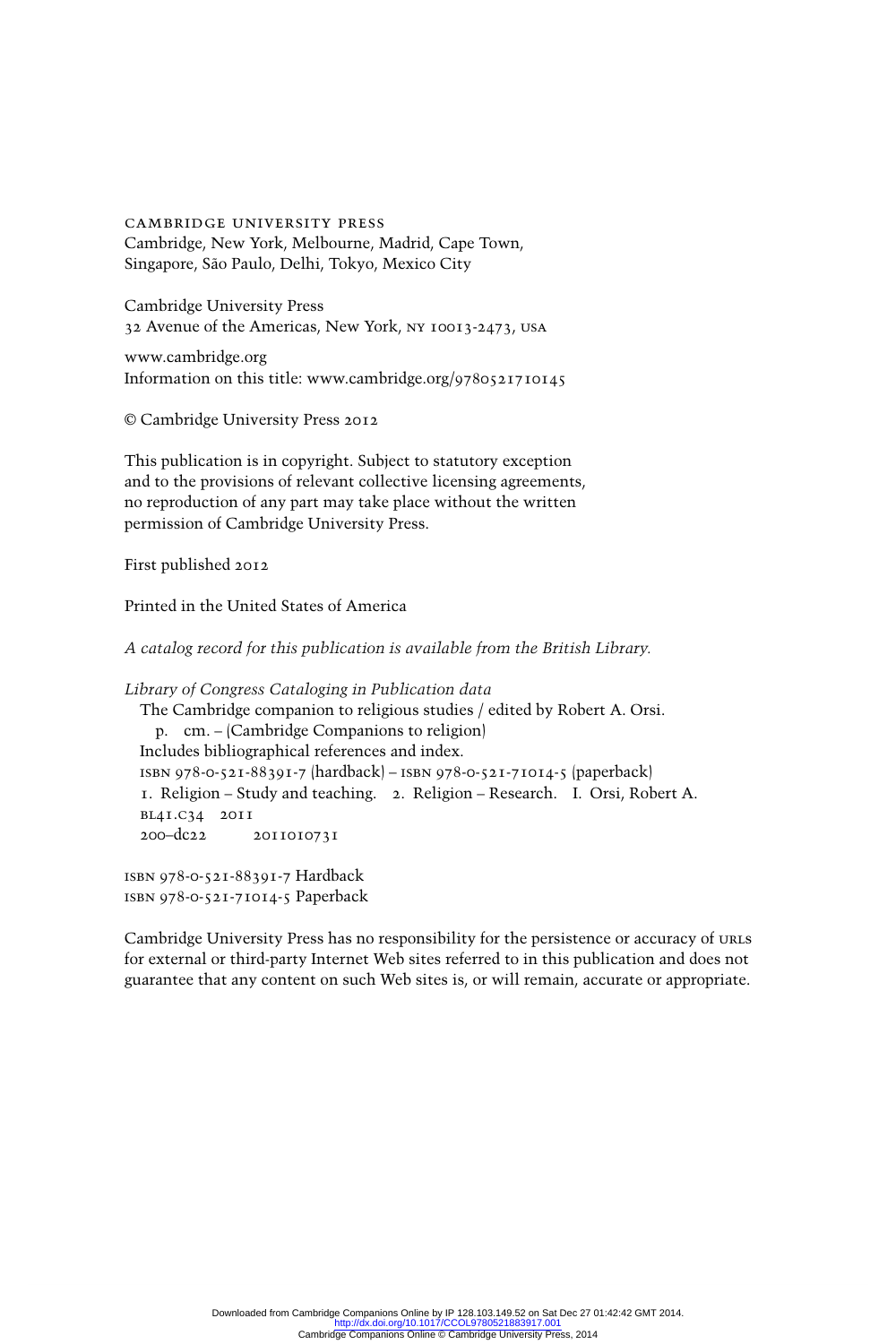CAMBRIDGE UNIVERSITY PRESS
Cambridge, New York, Melbourne, Madrid, Cape Town,
Singapore, São Paulo, Delhi, Tokyo, Mexico City

Cambridge University Press
32 Avenue of the Americas, New York, NY 10013-2473, USA

www.cambridge.org
Information on this title: www.cambridge.org/9780521710145

© Cambridge University Press 2012

This publication is in copyright. Subject to statutory exception
and to the provisions of relevant collective licensing agreements,
no reproduction of any part may take place without the written
permission of Cambridge University Press.

First published 2012

Printed in the United States of America

*A catalog record for this publication is available from the British Library.*

*Library of Congress Cataloging in Publication data*
The Cambridge companion to religious studies / edited by Robert A. Orsi.
p. cm. – (Cambridge Companions to religion)
Includes bibliographical references and index.
ISBN 978-0-521-88391-7 (hardback) – ISBN 978-0-521-71014-5 (paperback)
1. Religion – Study and teaching. 2. Religion – Research. I. Orsi, Robert A.
BL41.C34 2011
200–dc22 2011010731

ISBN 978-0-521-88391-7 Hardback
ISBN 978-0-521-71014-5 Paperback

Cambridge University Press has no responsibility for the persistence or accuracy of URLs for external or third-party Internet Web sites referred to in this publication and does not guarantee that any content on such Web sites is, or will remain, accurate or appropriate.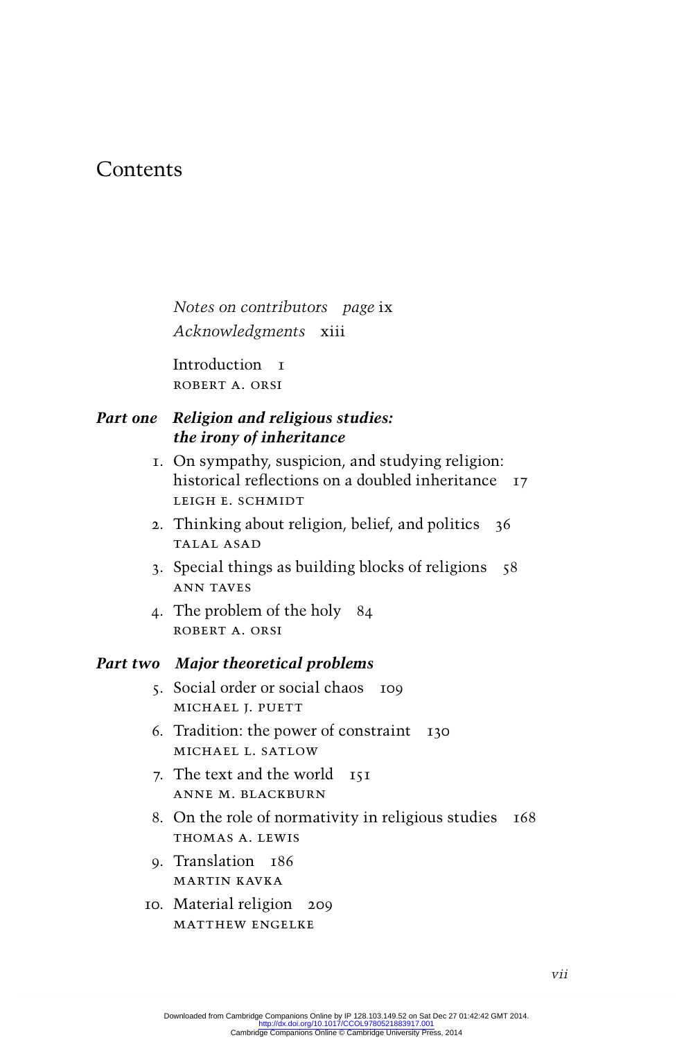# Contents

*Notes on contributors* *page* ix

*Acknowledgments* xiii

Introduction 1
ROBERT A. ORSI

## *Part one* *Religion and religious studies: the irony of inheritance*

1. On sympathy, suspicion, and studying religion: historical reflections on a doubled inheritance 17
   LEIGH E. SCHMIDT
2. Thinking about religion, belief, and politics 36
   TALAL ASAD
3. Special things as building blocks of religions 58
   ANN TAVES
4. The problem of the holy 84
   ROBERT A. ORSI

## *Part two* *Major theoretical problems*

5. Social order or social chaos 109
   MICHAEL J. PUETT
6. Tradition: the power of constraint 130
   MICHAEL L. SATLOW
7. The text and the world 151
   ANNE M. BLACKBURN
8. On the role of normativity in religious studies 168
   THOMAS A. LEWIS
9. Translation 186
   MARTIN KAVKA
10. Material religion 209
    MATTHEW ENGELKE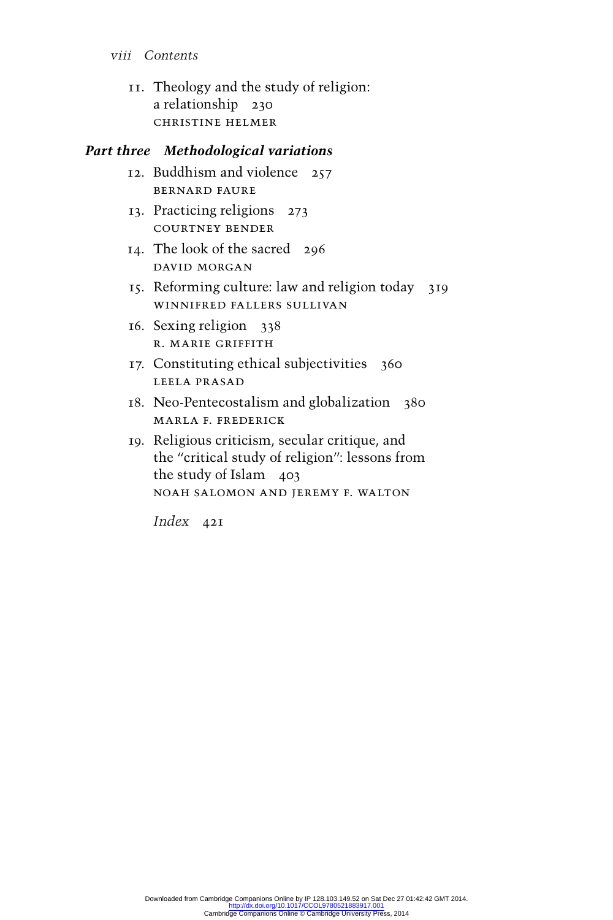11. Theology and the study of religion: a relationship 230
    CHRISTINE HELMER

## *Part three Methodological variations*

12. Buddhism and violence 257
    BERNARD FAURE
13. Practicing religions 273
    COURTNEY BENDER
14. The look of the sacred 296
    DAVID MORGAN
15. Reforming culture: law and religion today 319
    WINNIFRED FALLERS SULLIVAN
16. Sexing religion 338
    R. MARIE GRIFFITH
17. Constituting ethical subjectivities 360
    LEELA PRASAD
18. Neo-Pentecostalism and globalization 380
    MARLA F. FREDERICK
19. Religious criticism, secular critique, and the "critical study of religion": lessons from the study of Islam 403
    NOAH SALOMON AND JEREMY F. WALTON

*Index* 421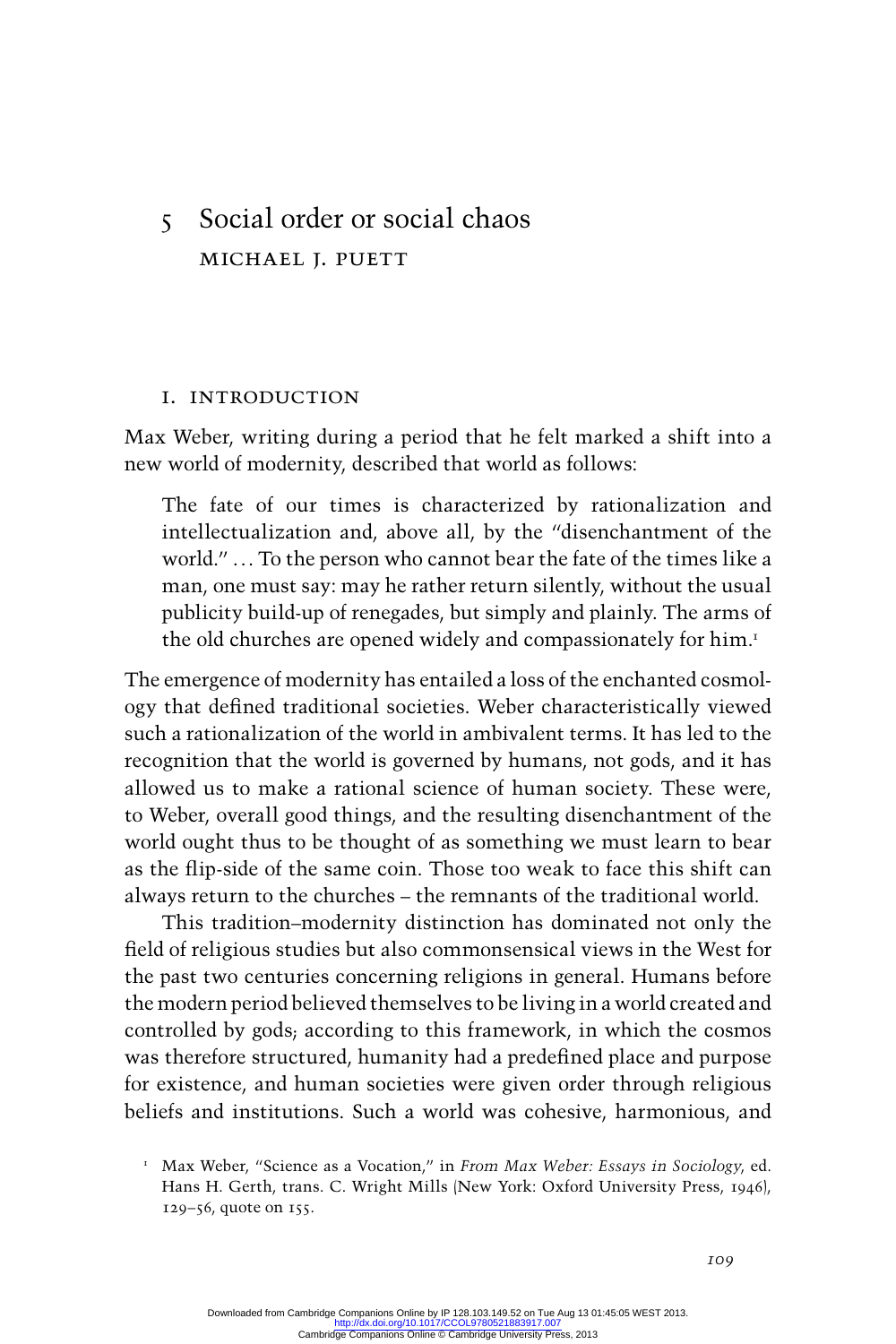# 5 Social order or social chaos

MICHAEL J. PUETT

## I. INTRODUCTION

Max Weber, writing during a period that he felt marked a shift into a new world of modernity, described that world as follows:

> The fate of our times is characterized by rationalization and intellectualization and, above all, by the "disenchantment of the world." ... To the person who cannot bear the fate of the times like a man, one must say: may he rather return silently, without the usual publicity build-up of renegades, but simply and plainly. The arms of the old churches are opened widely and compassionately for him.[1]

The emergence of modernity has entailed a loss of the enchanted cosmology that defined traditional societies. Weber characteristically viewed such a rationalization of the world in ambivalent terms. It has led to the recognition that the world is governed by humans, not gods, and it has allowed us to make a rational science of human society. These were, to Weber, overall good things, and the resulting disenchantment of the world ought thus to be thought of as something we must learn to bear as the flip-side of the same coin. Those too weak to face this shift can always return to the churches – the remnants of the traditional world.

This tradition–modernity distinction has dominated not only the field of religious studies but also commonsensical views in the West for the past two centuries concerning religions in general. Humans before the modern period believed themselves to be living in a world created and controlled by gods; according to this framework, in which the cosmos was therefore structured, humanity had a predefined place and purpose for existence, and human societies were given order through religious beliefs and institutions. Such a world was cohesive, harmonious, and

[1] Max Weber, "Science as a Vocation," in *From Max Weber: Essays in Sociology*, ed. Hans H. Gerth, trans. C. Wright Mills (New York: Oxford University Press, 1946), 129–56, quote on 155.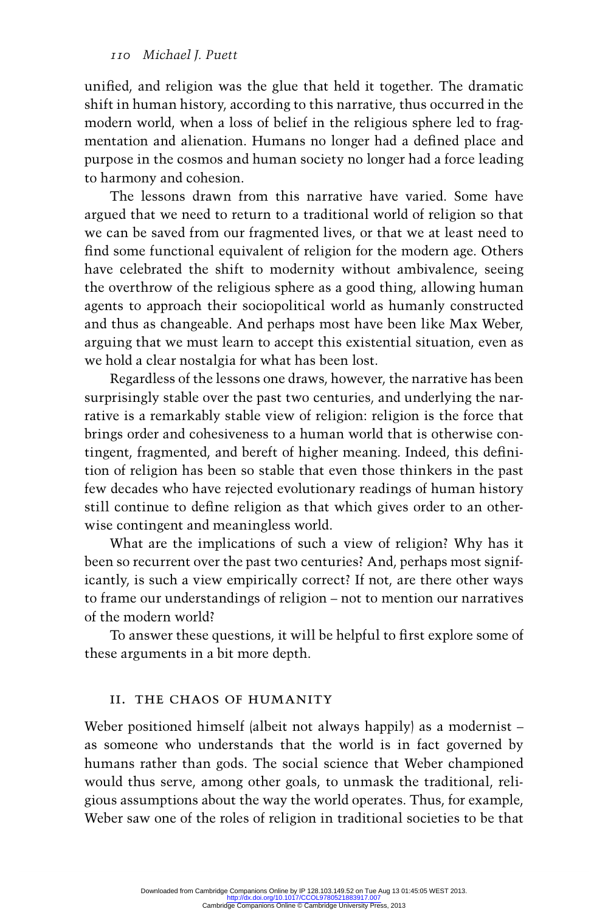unified, and religion was the glue that held it together. The dramatic shift in human history, according to this narrative, thus occurred in the modern world, when a loss of belief in the religious sphere led to fragmentation and alienation. Humans no longer had a defined place and purpose in the cosmos and human society no longer had a force leading to harmony and cohesion.

The lessons drawn from this narrative have varied. Some have argued that we need to return to a traditional world of religion so that we can be saved from our fragmented lives, or that we at least need to find some functional equivalent of religion for the modern age. Others have celebrated the shift to modernity without ambivalence, seeing the overthrow of the religious sphere as a good thing, allowing human agents to approach their sociopolitical world as humanly constructed and thus as changeable. And perhaps most have been like Max Weber, arguing that we must learn to accept this existential situation, even as we hold a clear nostalgia for what has been lost.

Regardless of the lessons one draws, however, the narrative has been surprisingly stable over the past two centuries, and underlying the narrative is a remarkably stable view of religion: religion is the force that brings order and cohesiveness to a human world that is otherwise contingent, fragmented, and bereft of higher meaning. Indeed, this definition of religion has been so stable that even those thinkers in the past few decades who have rejected evolutionary readings of human history still continue to define religion as that which gives order to an otherwise contingent and meaningless world.

What are the implications of such a view of religion? Why has it been so recurrent over the past two centuries? And, perhaps most significantly, is such a view empirically correct? If not, are there other ways to frame our understandings of religion – not to mention our narratives of the modern world?

To answer these questions, it will be helpful to first explore some of these arguments in a bit more depth.

## II. THE CHAOS OF HUMANITY

Weber positioned himself (albeit not always happily) as a modernist – as someone who understands that the world is in fact governed by humans rather than gods. The social science that Weber championed would thus serve, among other goals, to unmask the traditional, religious assumptions about the way the world operates. Thus, for example, Weber saw one of the roles of religion in traditional societies to be that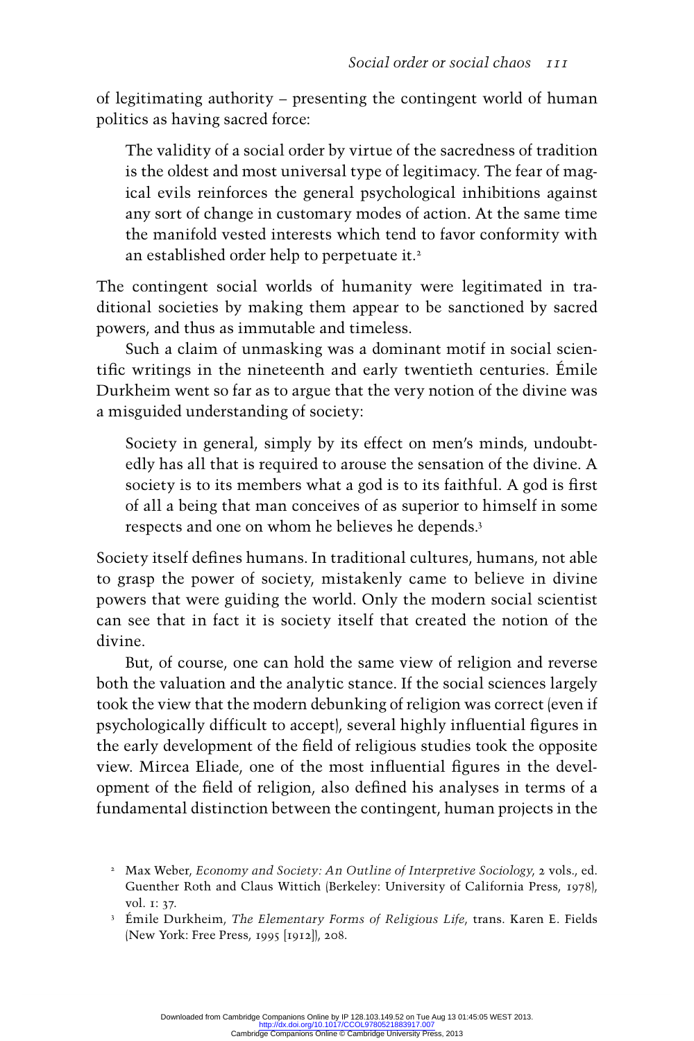of legitimating authority – presenting the contingent world of human politics as having sacred force:

> The validity of a social order by virtue of the sacredness of tradition is the oldest and most universal type of legitimacy. The fear of magical evils reinforces the general psychological inhibitions against any sort of change in customary modes of action. At the same time the manifold vested interests which tend to favor conformity with an established order help to perpetuate it.[2]

The contingent social worlds of humanity were legitimated in traditional societies by making them appear to be sanctioned by sacred powers, and thus as immutable and timeless.

Such a claim of unmasking was a dominant motif in social scientific writings in the nineteenth and early twentieth centuries. Émile Durkheim went so far as to argue that the very notion of the divine was a misguided understanding of society:

> Society in general, simply by its effect on men's minds, undoubtedly has all that is required to arouse the sensation of the divine. A society is to its members what a god is to its faithful. A god is first of all a being that man conceives of as superior to himself in some respects and one on whom he believes he depends.[3]

Society itself defines humans. In traditional cultures, humans, not able to grasp the power of society, mistakenly came to believe in divine powers that were guiding the world. Only the modern social scientist can see that in fact it is society itself that created the notion of the divine.

But, of course, one can hold the same view of religion and reverse both the valuation and the analytic stance. If the social sciences largely took the view that the modern debunking of religion was correct (even if psychologically difficult to accept), several highly influential figures in the early development of the field of religious studies took the opposite view. Mircea Eliade, one of the most influential figures in the development of the field of religion, also defined his analyses in terms of a fundamental distinction between the contingent, human projects in the

[2] Max Weber, *Economy and Society: An Outline of Interpretive Sociology*, 2 vols., ed. Guenther Roth and Claus Wittich (Berkeley: University of California Press, 1978), vol. 1: 37.

[3] Émile Durkheim, *The Elementary Forms of Religious Life*, trans. Karen E. Fields (New York: Free Press, 1995 [1912]), 208.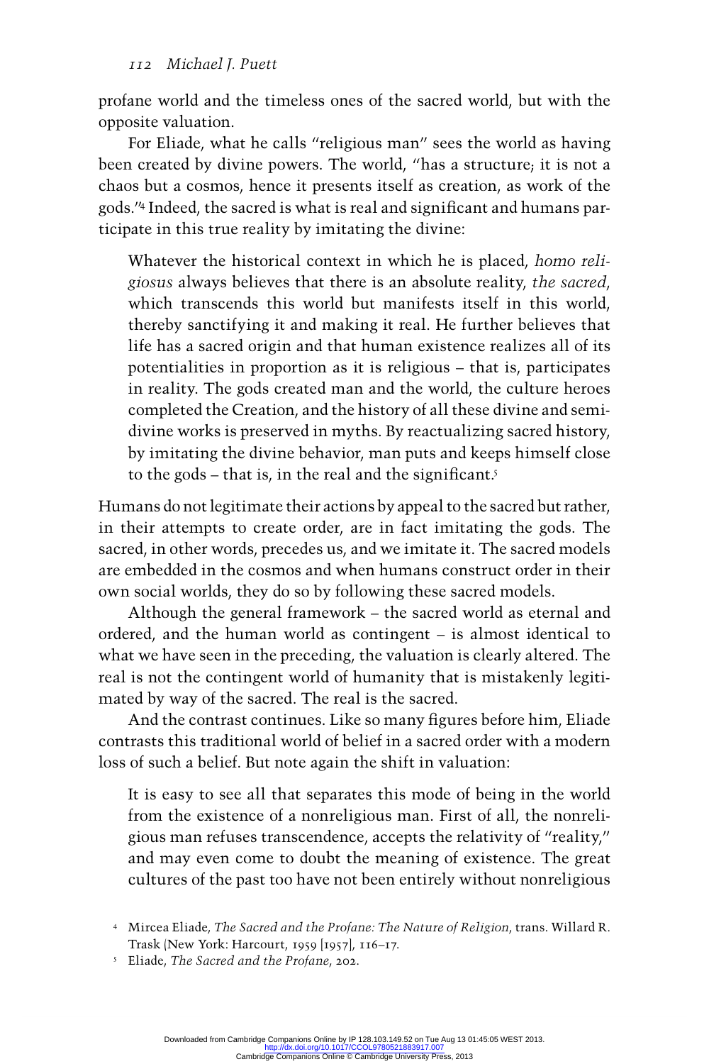profane world and the timeless ones of the sacred world, but with the opposite valuation.

For Eliade, what he calls "religious man" sees the world as having been created by divine powers. The world, "has a structure; it is not a chaos but a cosmos, hence it presents itself as creation, as work of the gods."[4] Indeed, the sacred is what is real and significant and humans participate in this true reality by imitating the divine:

> Whatever the historical context in which he is placed, *homo religiosus* always believes that there is an absolute reality, *the sacred*, which transcends this world but manifests itself in this world, thereby sanctifying it and making it real. He further believes that life has a sacred origin and that human existence realizes all of its potentialities in proportion as it is religious – that is, participates in reality. The gods created man and the world, the culture heroes completed the Creation, and the history of all these divine and semi-divine works is preserved in myths. By reactualizing sacred history, by imitating the divine behavior, man puts and keeps himself close to the gods – that is, in the real and the significant.[5]

Humans do not legitimate their actions by appeal to the sacred but rather, in their attempts to create order, are in fact imitating the gods. The sacred, in other words, precedes us, and we imitate it. The sacred models are embedded in the cosmos and when humans construct order in their own social worlds, they do so by following these sacred models.

Although the general framework – the sacred world as eternal and ordered, and the human world as contingent – is almost identical to what we have seen in the preceding, the valuation is clearly altered. The real is not the contingent world of humanity that is mistakenly legitimated by way of the sacred. The real is the sacred.

And the contrast continues. Like so many figures before him, Eliade contrasts this traditional world of belief in a sacred order with a modern loss of such a belief. But note again the shift in valuation:

> It is easy to see all that separates this mode of being in the world from the existence of a nonreligious man. First of all, the nonreligious man refuses transcendence, accepts the relativity of "reality," and may even come to doubt the meaning of existence. The great cultures of the past too have not been entirely without nonreligious

[4] Mircea Eliade, *The Sacred and the Profane: The Nature of Religion*, trans. Willard R. Trask (New York: Harcourt, 1959 [1957]), 116–17.

[5] Eliade, *The Sacred and the Profane*, 202.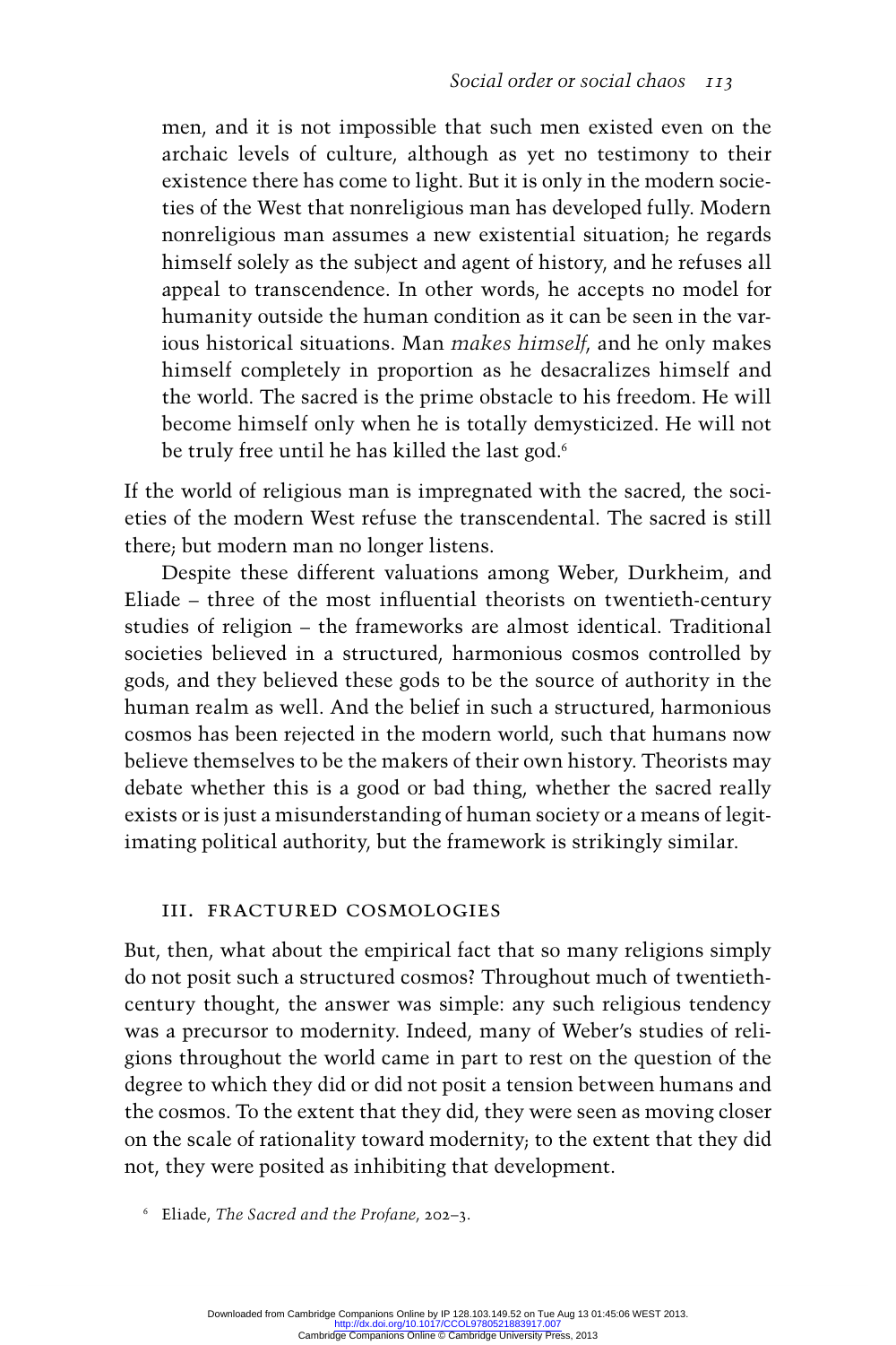> men, and it is not impossible that such men existed even on the archaic levels of culture, although as yet no testimony to their existence there has come to light. But it is only in the modern societies of the West that nonreligious man has developed fully. Modern nonreligious man assumes a new existential situation; he regards himself solely as the subject and agent of history, and he refuses all appeal to transcendence. In other words, he accepts no model for humanity outside the human condition as it can be seen in the various historical situations. Man *makes himself*, and he only makes himself completely in proportion as he desacralizes himself and the world. The sacred is the prime obstacle to his freedom. He will become himself only when he is totally demysticized. He will not be truly free until he has killed the last god.[6]

If the world of religious man is impregnated with the sacred, the societies of the modern West refuse the transcendental. The sacred is still there; but modern man no longer listens.

Despite these different valuations among Weber, Durkheim, and Eliade – three of the most influential theorists on twentieth-century studies of religion – the frameworks are almost identical. Traditional societies believed in a structured, harmonious cosmos controlled by gods, and they believed these gods to be the source of authority in the human realm as well. And the belief in such a structured, harmonious cosmos has been rejected in the modern world, such that humans now believe themselves to be the makers of their own history. Theorists may debate whether this is a good or bad thing, whether the sacred really exists or is just a misunderstanding of human society or a means of legitimating political authority, but the framework is strikingly similar.

## III. FRACTURED COSMOLOGIES

But, then, what about the empirical fact that so many religions simply do not posit such a structured cosmos? Throughout much of twentieth-century thought, the answer was simple: any such religious tendency was a precursor to modernity. Indeed, many of Weber's studies of religions throughout the world came in part to rest on the question of the degree to which they did or did not posit a tension between humans and the cosmos. To the extent that they did, they were seen as moving closer on the scale of rationality toward modernity; to the extent that they did not, they were posited as inhibiting that development.

[6] Eliade, *The Sacred and the Profane*, 202–3.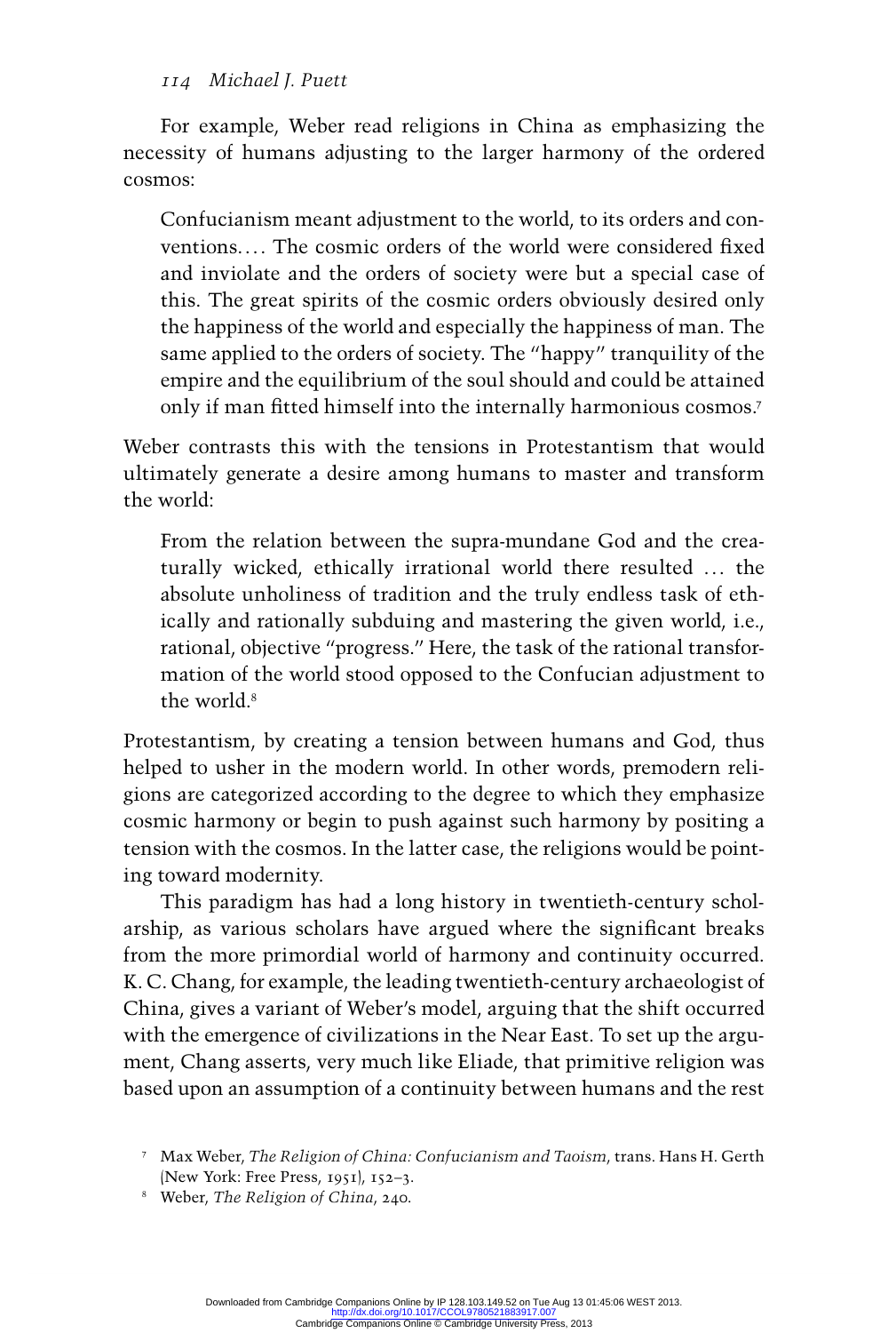For example, Weber read religions in China as emphasizing the necessity of humans adjusting to the larger harmony of the ordered cosmos:

> Confucianism meant adjustment to the world, to its orders and conventions.... The cosmic orders of the world were considered fixed and inviolate and the orders of society were but a special case of this. The great spirits of the cosmic orders obviously desired only the happiness of the world and especially the happiness of man. The same applied to the orders of society. The "happy" tranquility of the empire and the equilibrium of the soul should and could be attained only if man fitted himself into the internally harmonious cosmos.[7]

Weber contrasts this with the tensions in Protestantism that would ultimately generate a desire among humans to master and transform the world:

> From the relation between the supra-mundane God and the creaturally wicked, ethically irrational world there resulted ... the absolute unholiness of tradition and the truly endless task of ethically and rationally subduing and mastering the given world, i.e., rational, objective "progress." Here, the task of the rational transformation of the world stood opposed to the Confucian adjustment to the world.[8]

Protestantism, by creating a tension between humans and God, thus helped to usher in the modern world. In other words, premodern religions are categorized according to the degree to which they emphasize cosmic harmony or begin to push against such harmony by positing a tension with the cosmos. In the latter case, the religions would be pointing toward modernity.

This paradigm has had a long history in twentieth-century scholarship, as various scholars have argued where the significant breaks from the more primordial world of harmony and continuity occurred. K. C. Chang, for example, the leading twentieth-century archaeologist of China, gives a variant of Weber's model, arguing that the shift occurred with the emergence of civilizations in the Near East. To set up the argument, Chang asserts, very much like Eliade, that primitive religion was based upon an assumption of a continuity between humans and the rest

---

[7] Max Weber, *The Religion of China: Confucianism and Taoism*, trans. Hans H. Gerth (New York: Free Press, 1951), 152–3.

[8] Weber, *The Religion of China*, 240.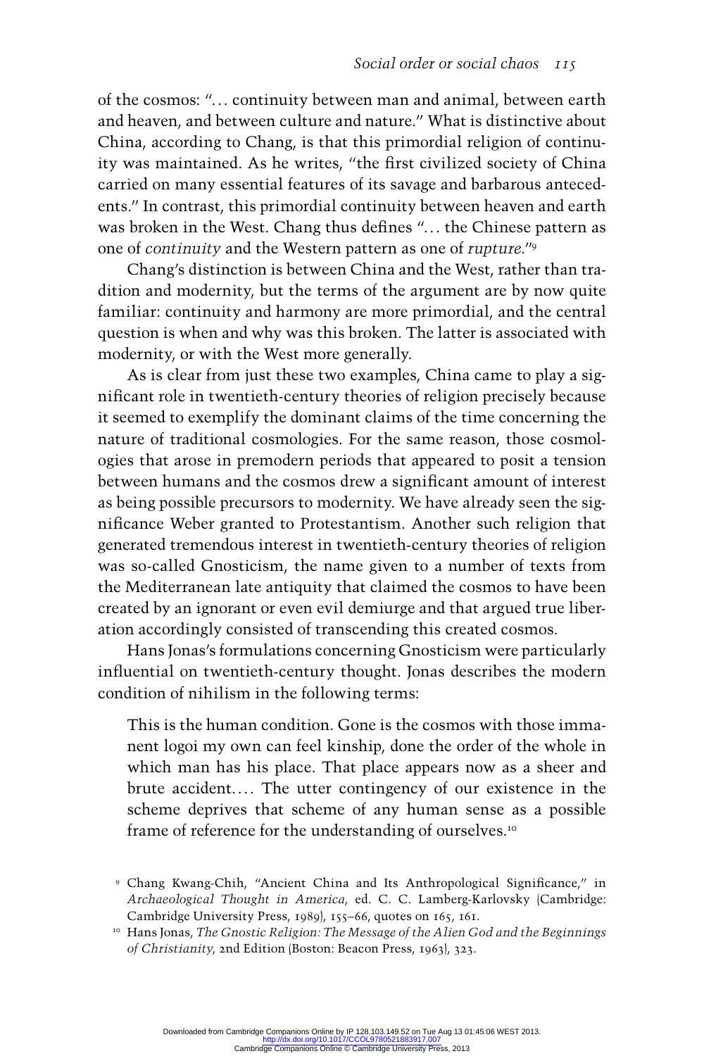of the cosmos: "… continuity between man and animal, between earth and heaven, and between culture and nature." What is distinctive about China, according to Chang, is that this primordial religion of continuity was maintained. As he writes, "the first civilized society of China carried on many essential features of its savage and barbarous antecedents." In contrast, this primordial continuity between heaven and earth was broken in the West. Chang thus defines "… the Chinese pattern as one of *continuity* and the Western pattern as one of *rupture*."[9]

Chang's distinction is between China and the West, rather than tradition and modernity, but the terms of the argument are by now quite familiar: continuity and harmony are more primordial, and the central question is when and why was this broken. The latter is associated with modernity, or with the West more generally.

As is clear from just these two examples, China came to play a significant role in twentieth-century theories of religion precisely because it seemed to exemplify the dominant claims of the time concerning the nature of traditional cosmologies. For the same reason, those cosmologies that arose in premodern periods that appeared to posit a tension between humans and the cosmos drew a significant amount of interest as being possible precursors to modernity. We have already seen the significance Weber granted to Protestantism. Another such religion that generated tremendous interest in twentieth-century theories of religion was so-called Gnosticism, the name given to a number of texts from the Mediterranean late antiquity that claimed the cosmos to have been created by an ignorant or even evil demiurge and that argued true liberation accordingly consisted of transcending this created cosmos.

Hans Jonas's formulations concerning Gnosticism were particularly influential on twentieth-century thought. Jonas describes the modern condition of nihilism in the following terms:

> This is the human condition. Gone is the cosmos with those immanent logoi my own can feel kinship, done the order of the whole in which man has his place. That place appears now as a sheer and brute accident.… The utter contingency of our existence in the scheme deprives that scheme of any human sense as a possible frame of reference for the understanding of ourselves.[10]

[9] Chang Kwang-Chih, "Ancient China and Its Anthropological Significance," in *Archaeological Thought in America*, ed. C. C. Lamberg-Karlovsky (Cambridge: Cambridge University Press, 1989), 155–66, quotes on 165, 161.

[10] Hans Jonas, *The Gnostic Religion: The Message of the Alien God and the Beginnings of Christianity*, 2nd Edition (Boston: Beacon Press, 1963), 323.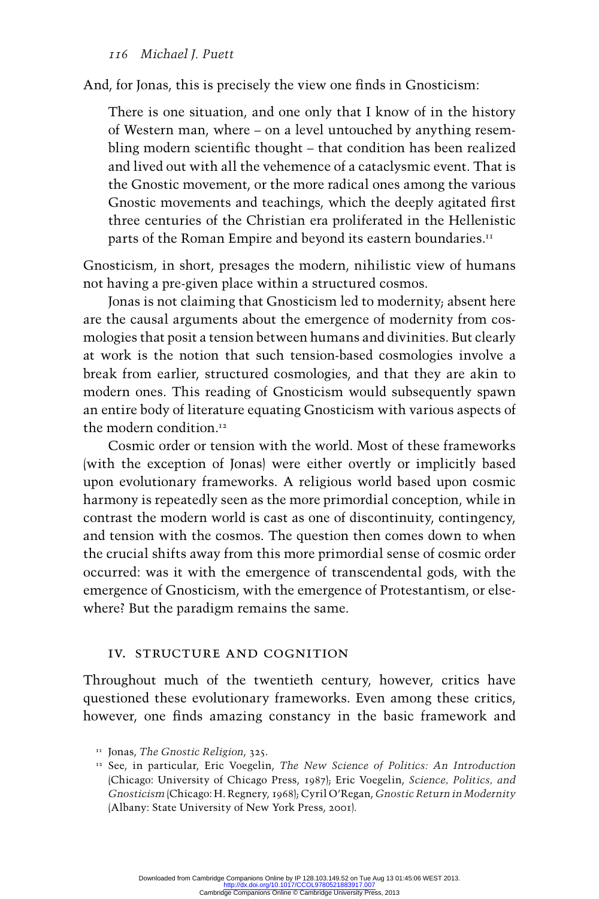And, for Jonas, this is precisely the view one finds in Gnosticism:

> There is one situation, and one only that I know of in the history of Western man, where – on a level untouched by anything resembling modern scientific thought – that condition has been realized and lived out with all the vehemence of a cataclysmic event. That is the Gnostic movement, or the more radical ones among the various Gnostic movements and teachings, which the deeply agitated first three centuries of the Christian era proliferated in the Hellenistic parts of the Roman Empire and beyond its eastern boundaries.[11]

Gnosticism, in short, presages the modern, nihilistic view of humans not having a pre-given place within a structured cosmos.

Jonas is not claiming that Gnosticism led to modernity; absent here are the causal arguments about the emergence of modernity from cosmologies that posit a tension between humans and divinities. But clearly at work is the notion that such tension-based cosmologies involve a break from earlier, structured cosmologies, and that they are akin to modern ones. This reading of Gnosticism would subsequently spawn an entire body of literature equating Gnosticism with various aspects of the modern condition.[12]

Cosmic order or tension with the world. Most of these frameworks (with the exception of Jonas) were either overtly or implicitly based upon evolutionary frameworks. A religious world based upon cosmic harmony is repeatedly seen as the more primordial conception, while in contrast the modern world is cast as one of discontinuity, contingency, and tension with the cosmos. The question then comes down to when the crucial shifts away from this more primordial sense of cosmic order occurred: was it with the emergence of transcendental gods, with the emergence of Gnosticism, with the emergence of Protestantism, or elsewhere? But the paradigm remains the same.

## IV. STRUCTURE AND COGNITION

Throughout much of the twentieth century, however, critics have questioned these evolutionary frameworks. Even among these critics, however, one finds amazing constancy in the basic framework and

[11] Jonas, *The Gnostic Religion*, 325.

[12] See, in particular, Eric Voegelin, *The New Science of Politics: An Introduction* (Chicago: University of Chicago Press, 1987); Eric Voegelin, *Science, Politics, and Gnosticism* (Chicago: H. Regnery, 1968); Cyril O'Regan, *Gnostic Return in Modernity* (Albany: State University of New York Press, 2001).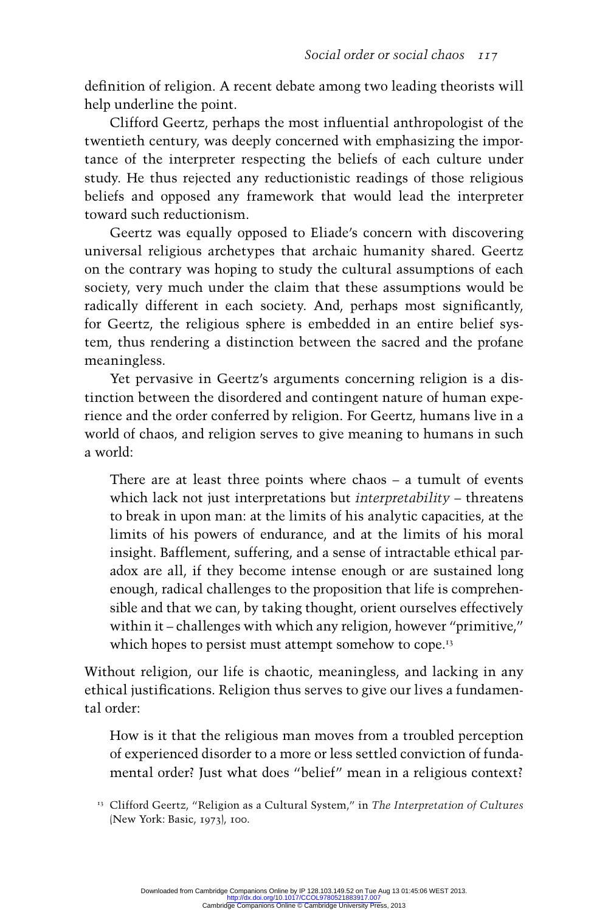definition of religion. A recent debate among two leading theorists will help underline the point.

Clifford Geertz, perhaps the most influential anthropologist of the twentieth century, was deeply concerned with emphasizing the importance of the interpreter respecting the beliefs of each culture under study. He thus rejected any reductionistic readings of those religious beliefs and opposed any framework that would lead the interpreter toward such reductionism.

Geertz was equally opposed to Eliade's concern with discovering universal religious archetypes that archaic humanity shared. Geertz on the contrary was hoping to study the cultural assumptions of each society, very much under the claim that these assumptions would be radically different in each society. And, perhaps most significantly, for Geertz, the religious sphere is embedded in an entire belief system, thus rendering a distinction between the sacred and the profane meaningless.

Yet pervasive in Geertz's arguments concerning religion is a distinction between the disordered and contingent nature of human experience and the order conferred by religion. For Geertz, humans live in a world of chaos, and religion serves to give meaning to humans in such a world:

> There are at least three points where chaos – a tumult of events which lack not just interpretations but *interpretability* – threatens to break in upon man: at the limits of his analytic capacities, at the limits of his powers of endurance, and at the limits of his moral insight. Bafflement, suffering, and a sense of intractable ethical paradox are all, if they become intense enough or are sustained long enough, radical challenges to the proposition that life is comprehensible and that we can, by taking thought, orient ourselves effectively within it – challenges with which any religion, however "primitive," which hopes to persist must attempt somehow to cope.[13]

Without religion, our life is chaotic, meaningless, and lacking in any ethical justifications. Religion thus serves to give our lives a fundamental order:

> How is it that the religious man moves from a troubled perception of experienced disorder to a more or less settled conviction of fundamental order? Just what does "belief" mean in a religious context?

[13] Clifford Geertz, "Religion as a Cultural System," in *The Interpretation of Cultures* (New York: Basic, 1973), 100.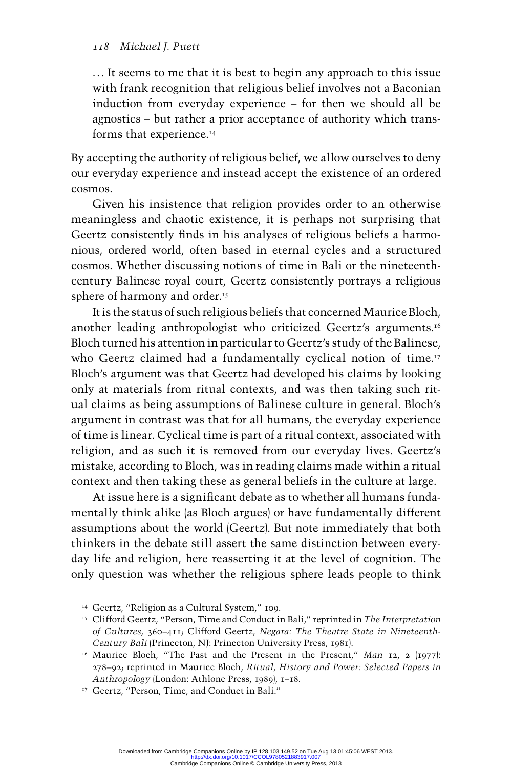... It seems to me that it is best to begin any approach to this issue with frank recognition that religious belief involves not a Baconian induction from everyday experience – for then we should all be agnostics – but rather a prior acceptance of authority which transforms that experience.[14]

By accepting the authority of religious belief, we allow ourselves to deny our everyday experience and instead accept the existence of an ordered cosmos.

Given his insistence that religion provides order to an otherwise meaningless and chaotic existence, it is perhaps not surprising that Geertz consistently finds in his analyses of religious beliefs a harmonious, ordered world, often based in eternal cycles and a structured cosmos. Whether discussing notions of time in Bali or the nineteenth-century Balinese royal court, Geertz consistently portrays a religious sphere of harmony and order.[15]

It is the status of such religious beliefs that concerned Maurice Bloch, another leading anthropologist who criticized Geertz's arguments.[16] Bloch turned his attention in particular to Geertz's study of the Balinese, who Geertz claimed had a fundamentally cyclical notion of time.[17] Bloch's argument was that Geertz had developed his claims by looking only at materials from ritual contexts, and was then taking such ritual claims as being assumptions of Balinese culture in general. Bloch's argument in contrast was that for all humans, the everyday experience of time is linear. Cyclical time is part of a ritual context, associated with religion, and as such it is removed from our everyday lives. Geertz's mistake, according to Bloch, was in reading claims made within a ritual context and then taking these as general beliefs in the culture at large.

At issue here is a significant debate as to whether all humans fundamentally think alike (as Bloch argues) or have fundamentally different assumptions about the world (Geertz). But note immediately that both thinkers in the debate still assert the same distinction between everyday life and religion, here reasserting it at the level of cognition. The only question was whether the religious sphere leads people to think

[14] Geertz, "Religion as a Cultural System," 109.

[15] Clifford Geertz, "Person, Time and Conduct in Bali," reprinted in *The Interpretation of Cultures*, 360–411; Clifford Geertz, *Negara: The Theatre State in Nineteenth-Century Bali* (Princeton, NJ: Princeton University Press, 1981).

[16] Maurice Bloch, "The Past and the Present in the Present," *Man* 12, 2 (1977): 278–92; reprinted in Maurice Bloch, *Ritual, History and Power: Selected Papers in Anthropology* (London: Athlone Press, 1989), 1–18.

[17] Geertz, "Person, Time, and Conduct in Bali."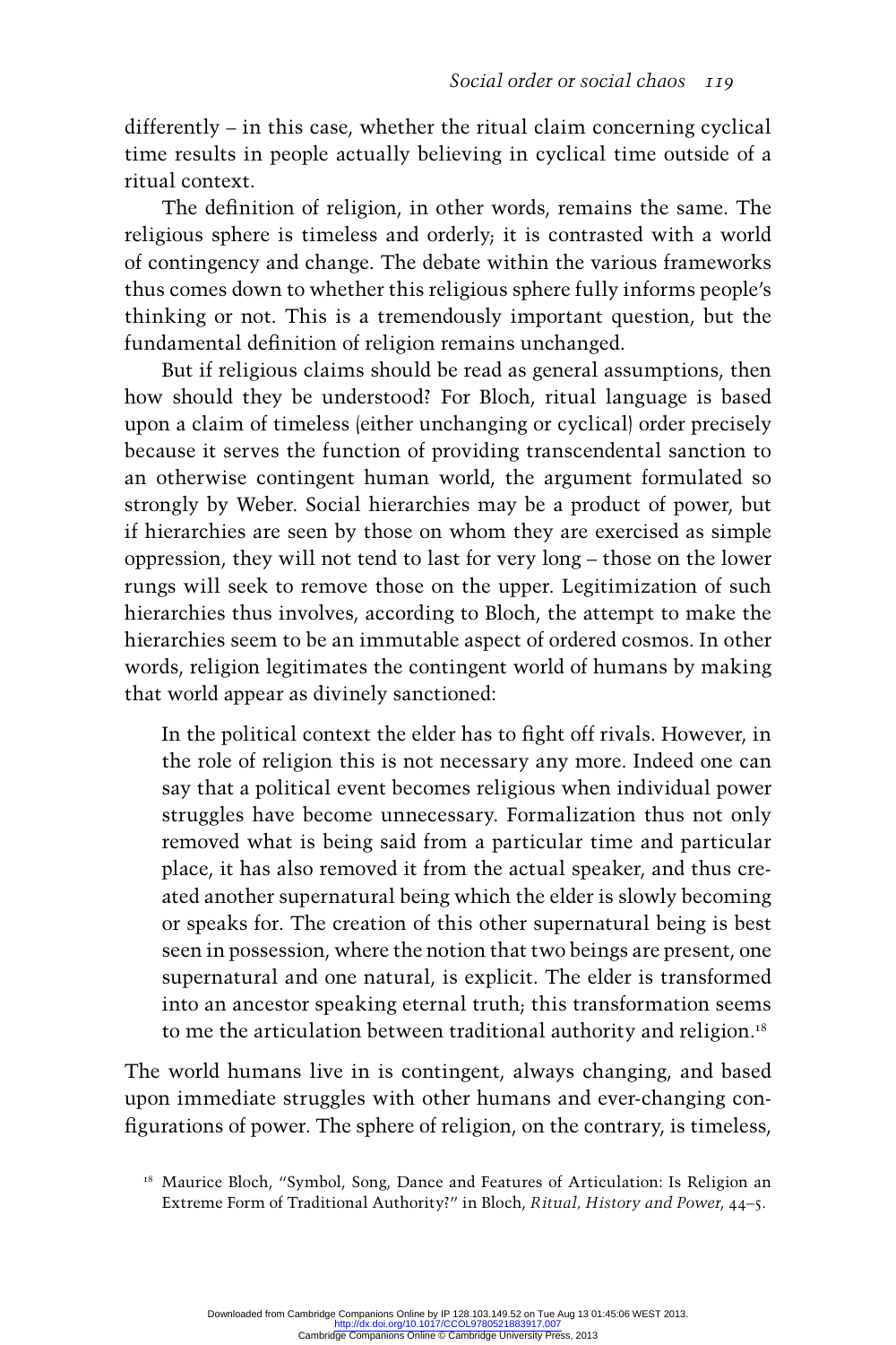differently – in this case, whether the ritual claim concerning cyclical time results in people actually believing in cyclical time outside of a ritual context.

The definition of religion, in other words, remains the same. The religious sphere is timeless and orderly; it is contrasted with a world of contingency and change. The debate within the various frameworks thus comes down to whether this religious sphere fully informs people's thinking or not. This is a tremendously important question, but the fundamental definition of religion remains unchanged.

But if religious claims should be read as general assumptions, then how should they be understood? For Bloch, ritual language is based upon a claim of timeless (either unchanging or cyclical) order precisely because it serves the function of providing transcendental sanction to an otherwise contingent human world, the argument formulated so strongly by Weber. Social hierarchies may be a product of power, but if hierarchies are seen by those on whom they are exercised as simple oppression, they will not tend to last for very long – those on the lower rungs will seek to remove those on the upper. Legitimization of such hierarchies thus involves, according to Bloch, the attempt to make the hierarchies seem to be an immutable aspect of ordered cosmos. In other words, religion legitimates the contingent world of humans by making that world appear as divinely sanctioned:

> In the political context the elder has to fight off rivals. However, in the role of religion this is not necessary any more. Indeed one can say that a political event becomes religious when individual power struggles have become unnecessary. Formalization thus not only removed what is being said from a particular time and particular place, it has also removed it from the actual speaker, and thus created another supernatural being which the elder is slowly becoming or speaks for. The creation of this other supernatural being is best seen in possession, where the notion that two beings are present, one supernatural and one natural, is explicit. The elder is transformed into an ancestor speaking eternal truth; this transformation seems to me the articulation between traditional authority and religion.[18]

The world humans live in is contingent, always changing, and based upon immediate struggles with other humans and ever-changing configurations of power. The sphere of religion, on the contrary, is timeless,

[18] Maurice Bloch, "Symbol, Song, Dance and Features of Articulation: Is Religion an Extreme Form of Traditional Authority?" in Bloch, *Ritual, History and Power*, 44–5.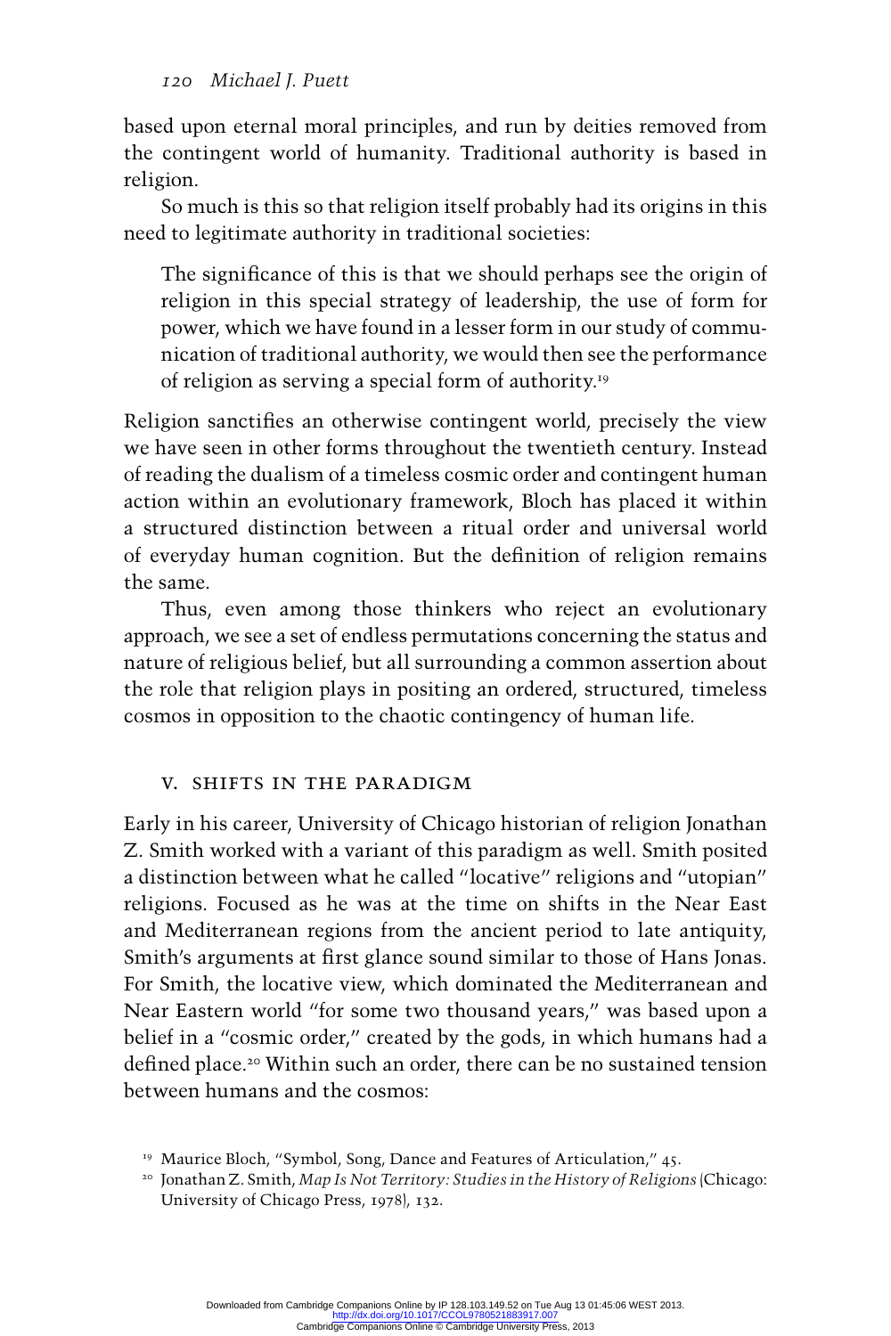based upon eternal moral principles, and run by deities removed from the contingent world of humanity. Traditional authority is based in religion.

So much is this so that religion itself probably had its origins in this need to legitimate authority in traditional societies:

> The significance of this is that we should perhaps see the origin of religion in this special strategy of leadership, the use of form for power, which we have found in a lesser form in our study of communication of traditional authority, we would then see the performance of religion as serving a special form of authority.[19]

Religion sanctifies an otherwise contingent world, precisely the view we have seen in other forms throughout the twentieth century. Instead of reading the dualism of a timeless cosmic order and contingent human action within an evolutionary framework, Bloch has placed it within a structured distinction between a ritual order and universal world of everyday human cognition. But the definition of religion remains the same.

Thus, even among those thinkers who reject an evolutionary approach, we see a set of endless permutations concerning the status and nature of religious belief, but all surrounding a common assertion about the role that religion plays in positing an ordered, structured, timeless cosmos in opposition to the chaotic contingency of human life.

## V. SHIFTS IN THE PARADIGM

Early in his career, University of Chicago historian of religion Jonathan Z. Smith worked with a variant of this paradigm as well. Smith posited a distinction between what he called "locative" religions and "utopian" religions. Focused as he was at the time on shifts in the Near East and Mediterranean regions from the ancient period to late antiquity, Smith's arguments at first glance sound similar to those of Hans Jonas. For Smith, the locative view, which dominated the Mediterranean and Near Eastern world "for some two thousand years," was based upon a belief in a "cosmic order," created by the gods, in which humans had a defined place.[20] Within such an order, there can be no sustained tension between humans and the cosmos:

[19] Maurice Bloch, "Symbol, Song, Dance and Features of Articulation," 45.

[20] Jonathan Z. Smith, *Map Is Not Territory: Studies in the History of Religions* (Chicago: University of Chicago Press, 1978), 132.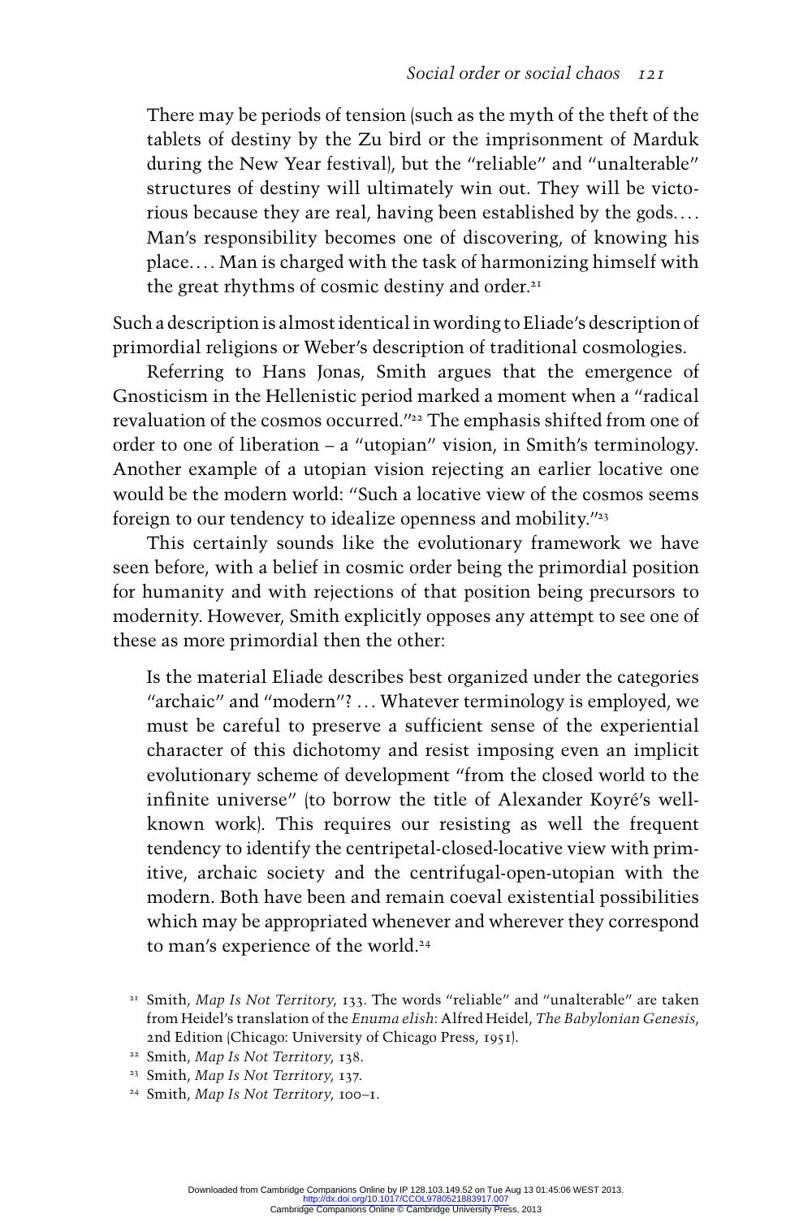> There may be periods of tension (such as the myth of the theft of the tablets of destiny by the Zu bird or the imprisonment of Marduk during the New Year festival), but the "reliable" and "unalterable" structures of destiny will ultimately win out. They will be victorious because they are real, having been established by the gods.... Man's responsibility becomes one of discovering, of knowing his place.... Man is charged with the task of harmonizing himself with the great rhythms of cosmic destiny and order.[21]

Such a description is almost identical in wording to Eliade's description of primordial religions or Weber's description of traditional cosmologies.

Referring to Hans Jonas, Smith argues that the emergence of Gnosticism in the Hellenistic period marked a moment when a "radical revaluation of the cosmos occurred."[22] The emphasis shifted from one of order to one of liberation – a "utopian" vision, in Smith's terminology. Another example of a utopian vision rejecting an earlier locative one would be the modern world: "Such a locative view of the cosmos seems foreign to our tendency to idealize openness and mobility."[23]

This certainly sounds like the evolutionary framework we have seen before, with a belief in cosmic order being the primordial position for humanity and with rejections of that position being precursors to modernity. However, Smith explicitly opposes any attempt to see one of these as more primordial then the other:

> Is the material Eliade describes best organized under the categories "archaic" and "modern"? ... Whatever terminology is employed, we must be careful to preserve a sufficient sense of the experiential character of this dichotomy and resist imposing even an implicit evolutionary scheme of development "from the closed world to the infinite universe" (to borrow the title of Alexander Koyré's well-known work). This requires our resisting as well the frequent tendency to identify the centripetal-closed-locative view with primitive, archaic society and the centrifugal-open-utopian with the modern. Both have been and remain coeval existential possibilities which may be appropriated whenever and wherever they correspond to man's experience of the world.[24]

[21] Smith, *Map Is Not Territory*, 133. The words "reliable" and "unalterable" are taken from Heidel's translation of the *Enuma elish*: Alfred Heidel, *The Babylonian Genesis*, 2nd Edition (Chicago: University of Chicago Press, 1951).

[22] Smith, *Map Is Not Territory*, 138.

[23] Smith, *Map Is Not Territory*, 137.

[24] Smith, *Map Is Not Territory*, 100–1.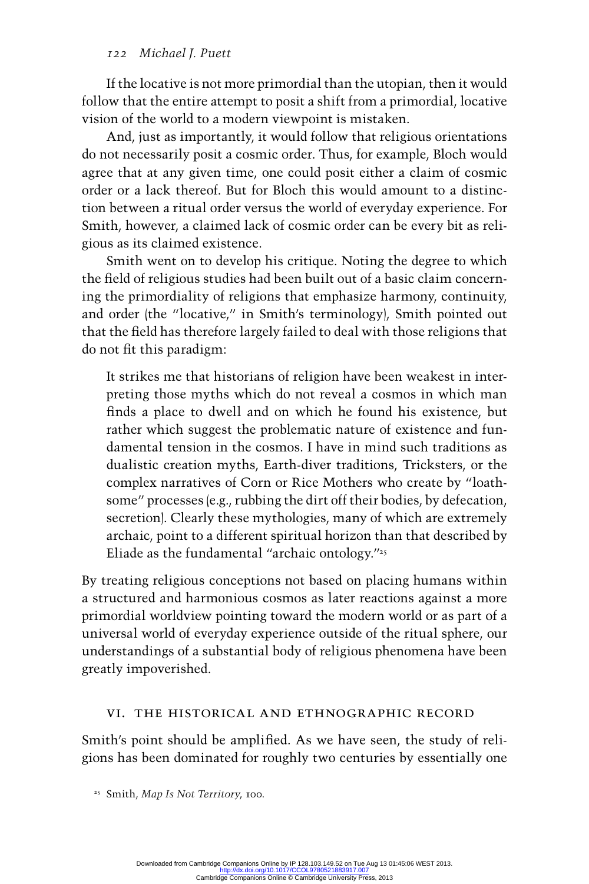If the locative is not more primordial than the utopian, then it would follow that the entire attempt to posit a shift from a primordial, locative vision of the world to a modern viewpoint is mistaken.

And, just as importantly, it would follow that religious orientations do not necessarily posit a cosmic order. Thus, for example, Bloch would agree that at any given time, one could posit either a claim of cosmic order or a lack thereof. But for Bloch this would amount to a distinction between a ritual order versus the world of everyday experience. For Smith, however, a claimed lack of cosmic order can be every bit as religious as its claimed existence.

Smith went on to develop his critique. Noting the degree to which the field of religious studies had been built out of a basic claim concerning the primordiality of religions that emphasize harmony, continuity, and order (the "locative," in Smith's terminology), Smith pointed out that the field has therefore largely failed to deal with those religions that do not fit this paradigm:

> It strikes me that historians of religion have been weakest in interpreting those myths which do not reveal a cosmos in which man finds a place to dwell and on which he found his existence, but rather which suggest the problematic nature of existence and fundamental tension in the cosmos. I have in mind such traditions as dualistic creation myths, Earth-diver traditions, Tricksters, or the complex narratives of Corn or Rice Mothers who create by "loathsome" processes (e.g., rubbing the dirt off their bodies, by defecation, secretion). Clearly these mythologies, many of which are extremely archaic, point to a different spiritual horizon than that described by Eliade as the fundamental "archaic ontology."[25]

By treating religious conceptions not based on placing humans within a structured and harmonious cosmos as later reactions against a more primordial worldview pointing toward the modern world or as part of a universal world of everyday experience outside of the ritual sphere, our understandings of a substantial body of religious phenomena have been greatly impoverished.

## VI. THE HISTORICAL AND ETHNOGRAPHIC RECORD

Smith's point should be amplified. As we have seen, the study of religions has been dominated for roughly two centuries by essentially one

[25] Smith, *Map Is Not Territory*, 100.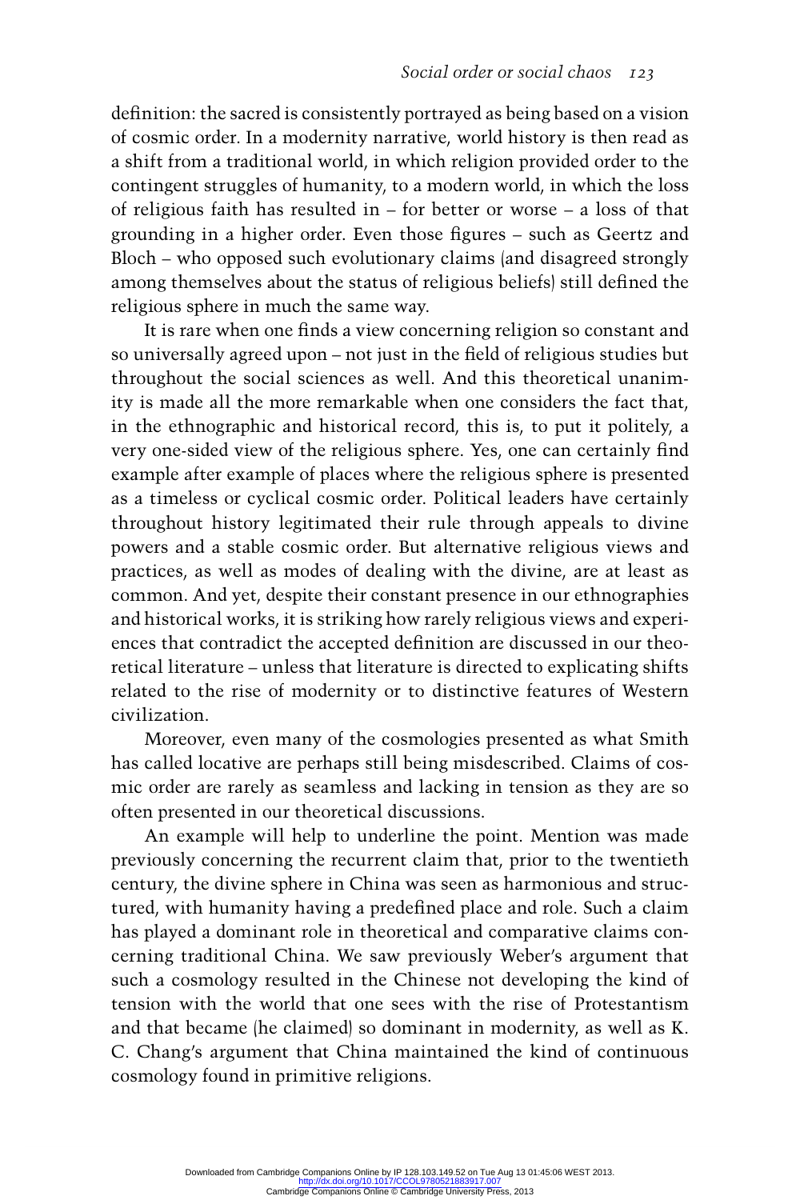definition: the sacred is consistently portrayed as being based on a vision of cosmic order. In a modernity narrative, world history is then read as a shift from a traditional world, in which religion provided order to the contingent struggles of humanity, to a modern world, in which the loss of religious faith has resulted in – for better or worse – a loss of that grounding in a higher order. Even those figures – such as Geertz and Bloch – who opposed such evolutionary claims (and disagreed strongly among themselves about the status of religious beliefs) still defined the religious sphere in much the same way.

It is rare when one finds a view concerning religion so constant and so universally agreed upon – not just in the field of religious studies but throughout the social sciences as well. And this theoretical unanimity is made all the more remarkable when one considers the fact that, in the ethnographic and historical record, this is, to put it politely, a very one-sided view of the religious sphere. Yes, one can certainly find example after example of places where the religious sphere is presented as a timeless or cyclical cosmic order. Political leaders have certainly throughout history legitimated their rule through appeals to divine powers and a stable cosmic order. But alternative religious views and practices, as well as modes of dealing with the divine, are at least as common. And yet, despite their constant presence in our ethnographies and historical works, it is striking how rarely religious views and experiences that contradict the accepted definition are discussed in our theoretical literature – unless that literature is directed to explicating shifts related to the rise of modernity or to distinctive features of Western civilization.

Moreover, even many of the cosmologies presented as what Smith has called locative are perhaps still being misdescribed. Claims of cosmic order are rarely as seamless and lacking in tension as they are so often presented in our theoretical discussions.

An example will help to underline the point. Mention was made previously concerning the recurrent claim that, prior to the twentieth century, the divine sphere in China was seen as harmonious and structured, with humanity having a predefined place and role. Such a claim has played a dominant role in theoretical and comparative claims concerning traditional China. We saw previously Weber's argument that such a cosmology resulted in the Chinese not developing the kind of tension with the world that one sees with the rise of Protestantism and that became (he claimed) so dominant in modernity, as well as K. C. Chang's argument that China maintained the kind of continuous cosmology found in primitive religions.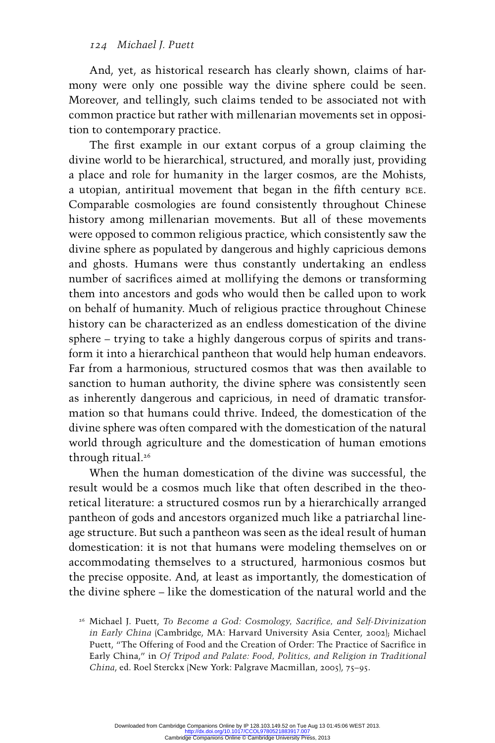And, yet, as historical research has clearly shown, claims of harmony were only one possible way the divine sphere could be seen. Moreover, and tellingly, such claims tended to be associated not with common practice but rather with millenarian movements set in opposition to contemporary practice.

The first example in our extant corpus of a group claiming the divine world to be hierarchical, structured, and morally just, providing a place and role for humanity in the larger cosmos, are the Mohists, a utopian, antiritual movement that began in the fifth century BCE. Comparable cosmologies are found consistently throughout Chinese history among millenarian movements. But all of these movements were opposed to common religious practice, which consistently saw the divine sphere as populated by dangerous and highly capricious demons and ghosts. Humans were thus constantly undertaking an endless number of sacrifices aimed at mollifying the demons or transforming them into ancestors and gods who would then be called upon to work on behalf of humanity. Much of religious practice throughout Chinese history can be characterized as an endless domestication of the divine sphere – trying to take a highly dangerous corpus of spirits and transform it into a hierarchical pantheon that would help human endeavors. Far from a harmonious, structured cosmos that was then available to sanction to human authority, the divine sphere was consistently seen as inherently dangerous and capricious, in need of dramatic transformation so that humans could thrive. Indeed, the domestication of the divine sphere was often compared with the domestication of the natural world through agriculture and the domestication of human emotions through ritual.[26]

When the human domestication of the divine was successful, the result would be a cosmos much like that often described in the theoretical literature: a structured cosmos run by a hierarchically arranged pantheon of gods and ancestors organized much like a patriarchal lineage structure. But such a pantheon was seen as the ideal result of human domestication: it is not that humans were modeling themselves on or accommodating themselves to a structured, harmonious cosmos but the precise opposite. And, at least as importantly, the domestication of the divine sphere – like the domestication of the natural world and the

[26] Michael J. Puett, *To Become a God: Cosmology, Sacrifice, and Self-Divinization in Early China* (Cambridge, MA: Harvard University Asia Center, 2002); Michael Puett, "The Offering of Food and the Creation of Order: The Practice of Sacrifice in Early China," in *Of Tripod and Palate: Food, Politics, and Religion in Traditional China*, ed. Roel Sterckx (New York: Palgrave Macmillan, 2005), 75–95.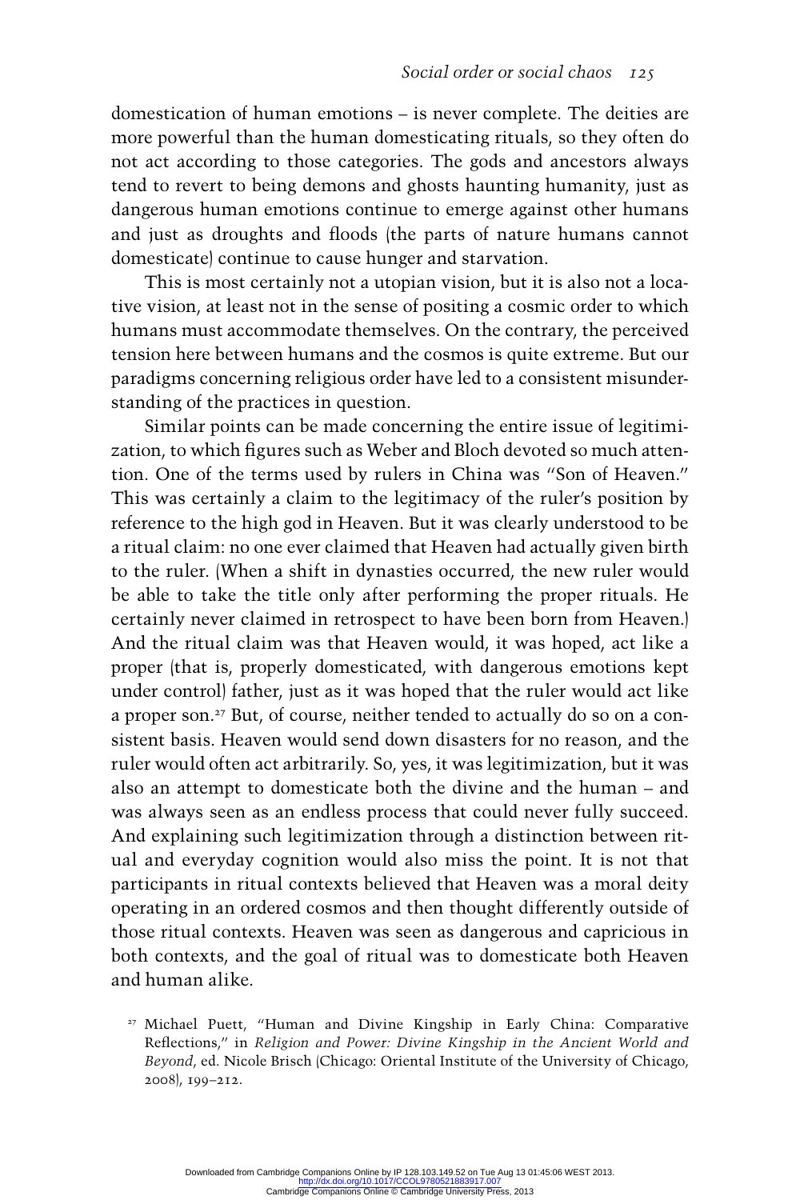domestication of human emotions – is never complete. The deities are more powerful than the human domesticating rituals, so they often do not act according to those categories. The gods and ancestors always tend to revert to being demons and ghosts haunting humanity, just as dangerous human emotions continue to emerge against other humans and just as droughts and floods (the parts of nature humans cannot domesticate) continue to cause hunger and starvation.

This is most certainly not a utopian vision, but it is also not a locative vision, at least not in the sense of positing a cosmic order to which humans must accommodate themselves. On the contrary, the perceived tension here between humans and the cosmos is quite extreme. But our paradigms concerning religious order have led to a consistent misunderstanding of the practices in question.

Similar points can be made concerning the entire issue of legitimization, to which figures such as Weber and Bloch devoted so much attention. One of the terms used by rulers in China was "Son of Heaven." This was certainly a claim to the legitimacy of the ruler's position by reference to the high god in Heaven. But it was clearly understood to be a ritual claim: no one ever claimed that Heaven had actually given birth to the ruler. (When a shift in dynasties occurred, the new ruler would be able to take the title only after performing the proper rituals. He certainly never claimed in retrospect to have been born from Heaven.) And the ritual claim was that Heaven would, it was hoped, act like a proper (that is, properly domesticated, with dangerous emotions kept under control) father, just as it was hoped that the ruler would act like a proper son.[27] But, of course, neither tended to actually do so on a consistent basis. Heaven would send down disasters for no reason, and the ruler would often act arbitrarily. So, yes, it was legitimization, but it was also an attempt to domesticate both the divine and the human – and was always seen as an endless process that could never fully succeed. And explaining such legitimization through a distinction between ritual and everyday cognition would also miss the point. It is not that participants in ritual contexts believed that Heaven was a moral deity operating in an ordered cosmos and then thought differently outside of those ritual contexts. Heaven was seen as dangerous and capricious in both contexts, and the goal of ritual was to domesticate both Heaven and human alike.

[27] Michael Puett, "Human and Divine Kingship in Early China: Comparative Reflections," in *Religion and Power: Divine Kingship in the Ancient World and Beyond*, ed. Nicole Brisch (Chicago: Oriental Institute of the University of Chicago, 2008), 199–212.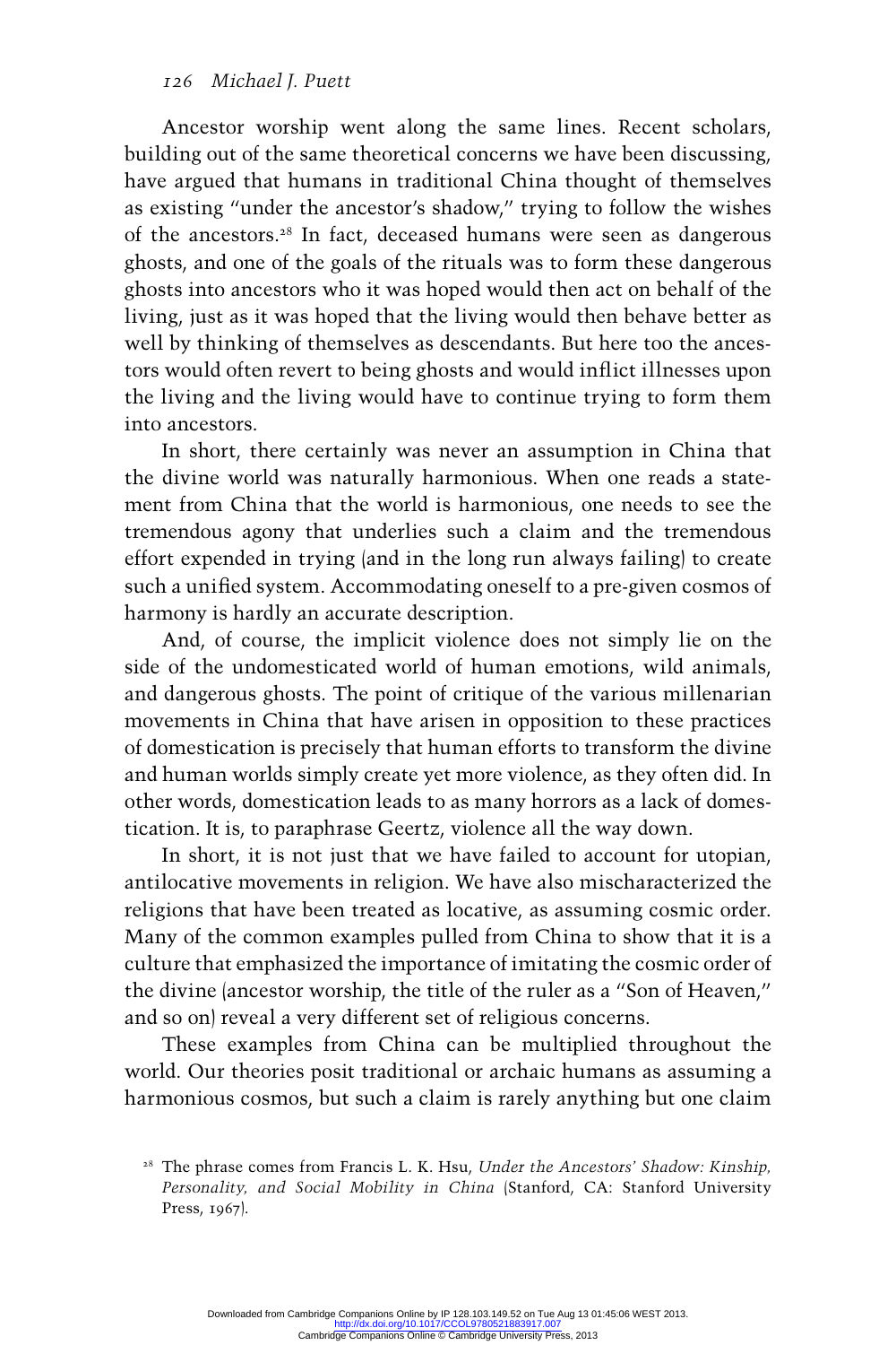Ancestor worship went along the same lines. Recent scholars, building out of the same theoretical concerns we have been discussing, have argued that humans in traditional China thought of themselves as existing "under the ancestor's shadow," trying to follow the wishes of the ancestors.[28] In fact, deceased humans were seen as dangerous ghosts, and one of the goals of the rituals was to form these dangerous ghosts into ancestors who it was hoped would then act on behalf of the living, just as it was hoped that the living would then behave better as well by thinking of themselves as descendants. But here too the ancestors would often revert to being ghosts and would inflict illnesses upon the living and the living would have to continue trying to form them into ancestors.

In short, there certainly was never an assumption in China that the divine world was naturally harmonious. When one reads a statement from China that the world is harmonious, one needs to see the tremendous agony that underlies such a claim and the tremendous effort expended in trying (and in the long run always failing) to create such a unified system. Accommodating oneself to a pre-given cosmos of harmony is hardly an accurate description.

And, of course, the implicit violence does not simply lie on the side of the undomesticated world of human emotions, wild animals, and dangerous ghosts. The point of critique of the various millenarian movements in China that have arisen in opposition to these practices of domestication is precisely that human efforts to transform the divine and human worlds simply create yet more violence, as they often did. In other words, domestication leads to as many horrors as a lack of domestication. It is, to paraphrase Geertz, violence all the way down.

In short, it is not just that we have failed to account for utopian, antilocative movements in religion. We have also mischaracterized the religions that have been treated as locative, as assuming cosmic order. Many of the common examples pulled from China to show that it is a culture that emphasized the importance of imitating the cosmic order of the divine (ancestor worship, the title of the ruler as a "Son of Heaven," and so on) reveal a very different set of religious concerns.

These examples from China can be multiplied throughout the world. Our theories posit traditional or archaic humans as assuming a harmonious cosmos, but such a claim is rarely anything but one claim

[28] The phrase comes from Francis L. K. Hsu, *Under the Ancestors' Shadow: Kinship, Personality, and Social Mobility in China* (Stanford, CA: Stanford University Press, 1967).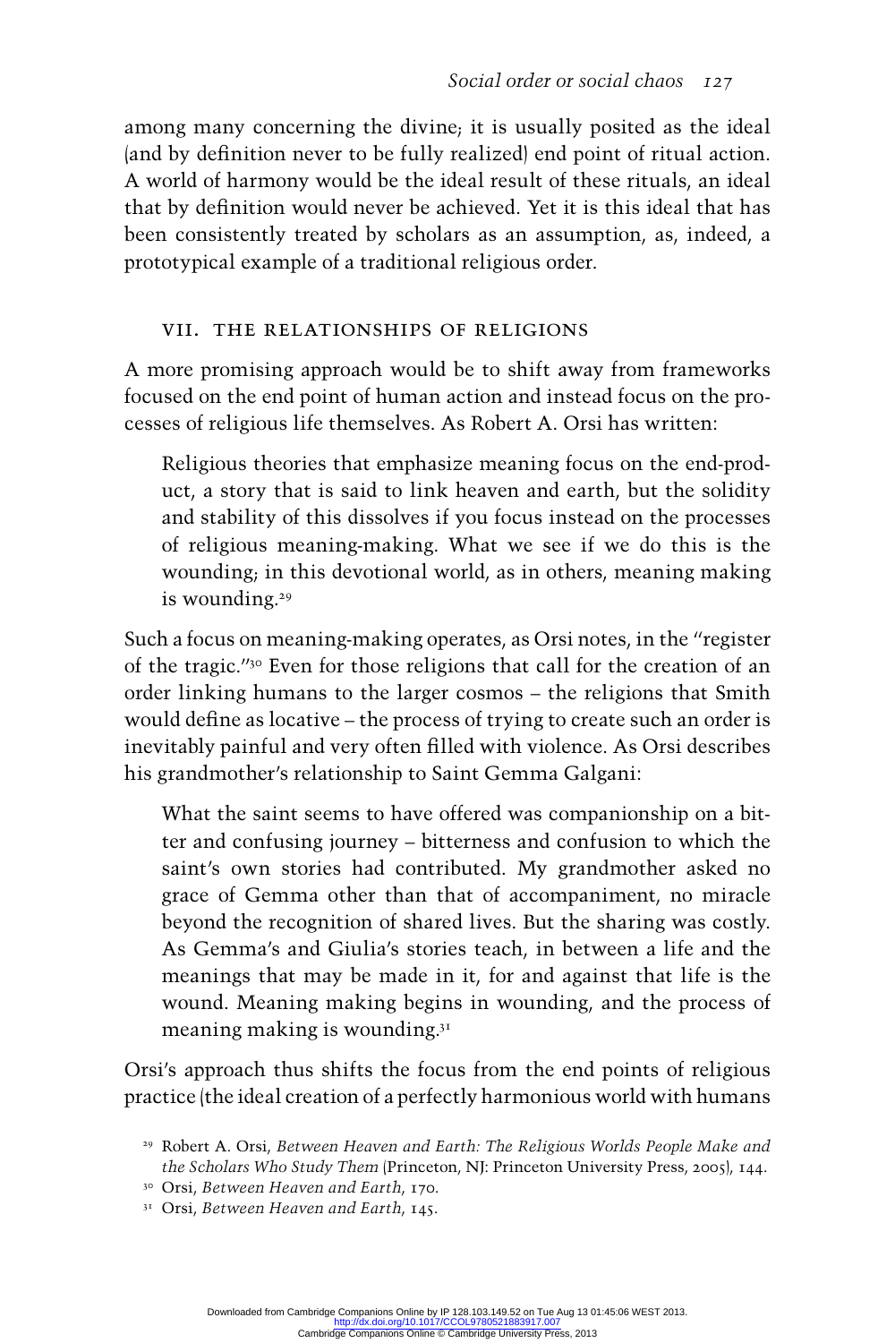among many concerning the divine; it is usually posited as the ideal (and by definition never to be fully realized) end point of ritual action. A world of harmony would be the ideal result of these rituals, an ideal that by definition would never be achieved. Yet it is this ideal that has been consistently treated by scholars as an assumption, as, indeed, a prototypical example of a traditional religious order.

## VII. THE RELATIONSHIPS OF RELIGIONS

A more promising approach would be to shift away from frameworks focused on the end point of human action and instead focus on the processes of religious life themselves. As Robert A. Orsi has written:

> Religious theories that emphasize meaning focus on the end-product, a story that is said to link heaven and earth, but the solidity and stability of this dissolves if you focus instead on the processes of religious meaning-making. What we see if we do this is the wounding; in this devotional world, as in others, meaning making is wounding.[29]

Such a focus on meaning-making operates, as Orsi notes, in the "register of the tragic."[30] Even for those religions that call for the creation of an order linking humans to the larger cosmos – the religions that Smith would define as locative – the process of trying to create such an order is inevitably painful and very often filled with violence. As Orsi describes his grandmother's relationship to Saint Gemma Galgani:

> What the saint seems to have offered was companionship on a bitter and confusing journey – bitterness and confusion to which the saint's own stories had contributed. My grandmother asked no grace of Gemma other than that of accompaniment, no miracle beyond the recognition of shared lives. But the sharing was costly. As Gemma's and Giulia's stories teach, in between a life and the meanings that may be made in it, for and against that life is the wound. Meaning making begins in wounding, and the process of meaning making is wounding.[31]

Orsi's approach thus shifts the focus from the end points of religious practice (the ideal creation of a perfectly harmonious world with humans

[29] Robert A. Orsi, *Between Heaven and Earth: The Religious Worlds People Make and the Scholars Who Study Them* (Princeton, NJ: Princeton University Press, 2005), 144.

[30] Orsi, *Between Heaven and Earth*, 170.

[31] Orsi, *Between Heaven and Earth*, 145.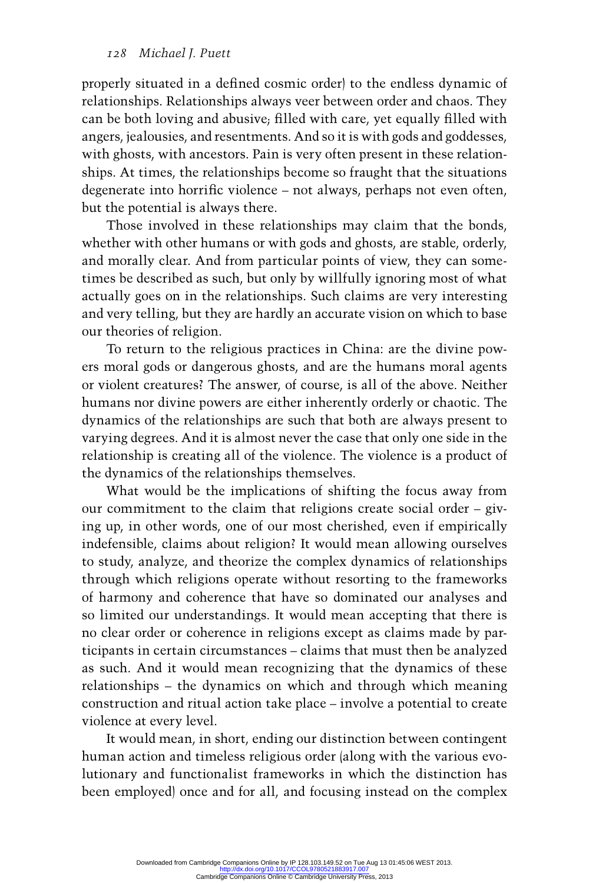properly situated in a defined cosmic order) to the endless dynamic of relationships. Relationships always veer between order and chaos. They can be both loving and abusive; filled with care, yet equally filled with angers, jealousies, and resentments. And so it is with gods and goddesses, with ghosts, with ancestors. Pain is very often present in these relationships. At times, the relationships become so fraught that the situations degenerate into horrific violence – not always, perhaps not even often, but the potential is always there.

Those involved in these relationships may claim that the bonds, whether with other humans or with gods and ghosts, are stable, orderly, and morally clear. And from particular points of view, they can sometimes be described as such, but only by willfully ignoring most of what actually goes on in the relationships. Such claims are very interesting and very telling, but they are hardly an accurate vision on which to base our theories of religion.

To return to the religious practices in China: are the divine powers moral gods or dangerous ghosts, and are the humans moral agents or violent creatures? The answer, of course, is all of the above. Neither humans nor divine powers are either inherently orderly or chaotic. The dynamics of the relationships are such that both are always present to varying degrees. And it is almost never the case that only one side in the relationship is creating all of the violence. The violence is a product of the dynamics of the relationships themselves.

What would be the implications of shifting the focus away from our commitment to the claim that religions create social order – giving up, in other words, one of our most cherished, even if empirically indefensible, claims about religion? It would mean allowing ourselves to study, analyze, and theorize the complex dynamics of relationships through which religions operate without resorting to the frameworks of harmony and coherence that have so dominated our analyses and so limited our understandings. It would mean accepting that there is no clear order or coherence in religions except as claims made by participants in certain circumstances – claims that must then be analyzed as such. And it would mean recognizing that the dynamics of these relationships – the dynamics on which and through which meaning construction and ritual action take place – involve a potential to create violence at every level.

It would mean, in short, ending our distinction between contingent human action and timeless religious order (along with the various evolutionary and functionalist frameworks in which the distinction has been employed) once and for all, and focusing instead on the complex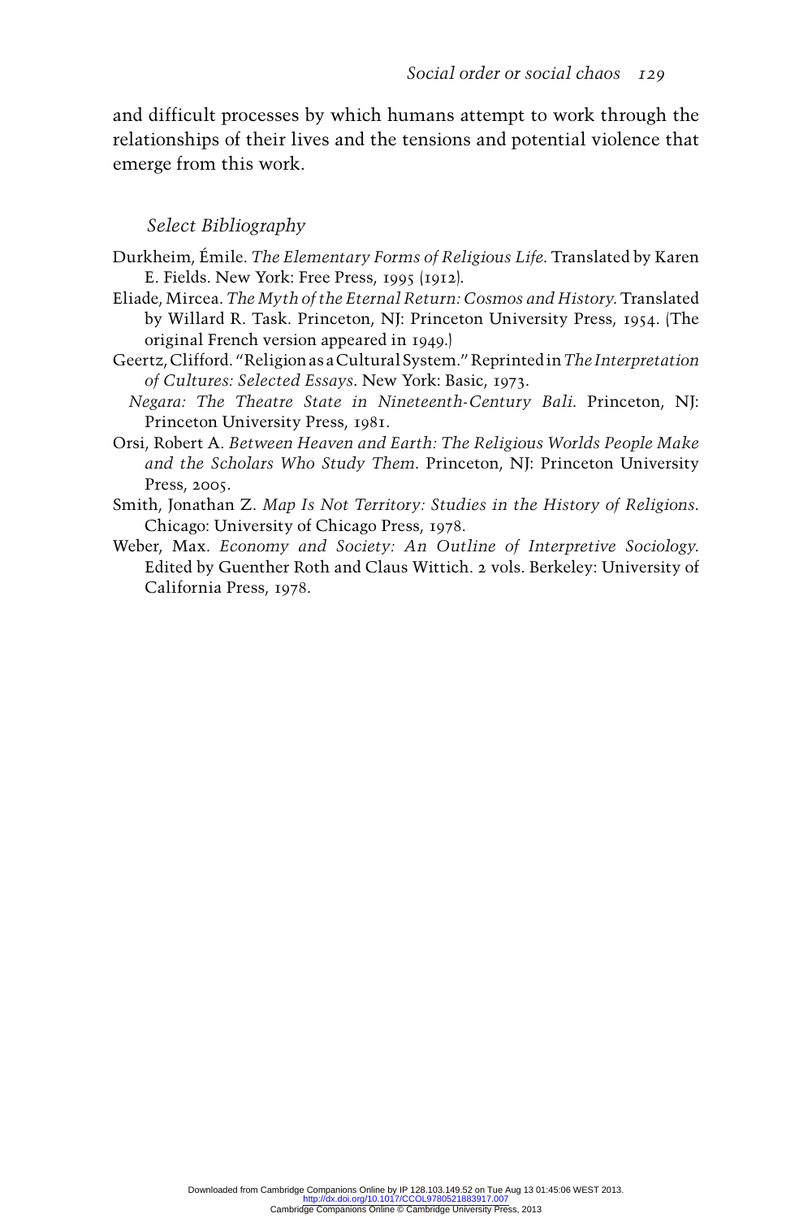and difficult processes by which humans attempt to work through the relationships of their lives and the tensions and potential violence that emerge from this work.

## Select Bibliography

Durkheim, Émile. *The Elementary Forms of Religious Life*. Translated by Karen E. Fields. New York: Free Press, 1995 (1912).

Eliade, Mircea. *The Myth of the Eternal Return: Cosmos and History*. Translated by Willard R. Task. Princeton, NJ: Princeton University Press, 1954. (The original French version appeared in 1949.)

Geertz, Clifford. "Religion as a Cultural System." Reprinted in *The Interpretation of Cultures: Selected Essays*. New York: Basic, 1973.

*Negara: The Theatre State in Nineteenth-Century Bali*. Princeton, NJ: Princeton University Press, 1981.

Orsi, Robert A. *Between Heaven and Earth: The Religious Worlds People Make and the Scholars Who Study Them*. Princeton, NJ: Princeton University Press, 2005.

Smith, Jonathan Z. *Map Is Not Territory: Studies in the History of Religions*. Chicago: University of Chicago Press, 1978.

Weber, Max. *Economy and Society: An Outline of Interpretive Sociology*. Edited by Guenther Roth and Claus Wittich. 2 vols. Berkeley: University of California Press, 1978.